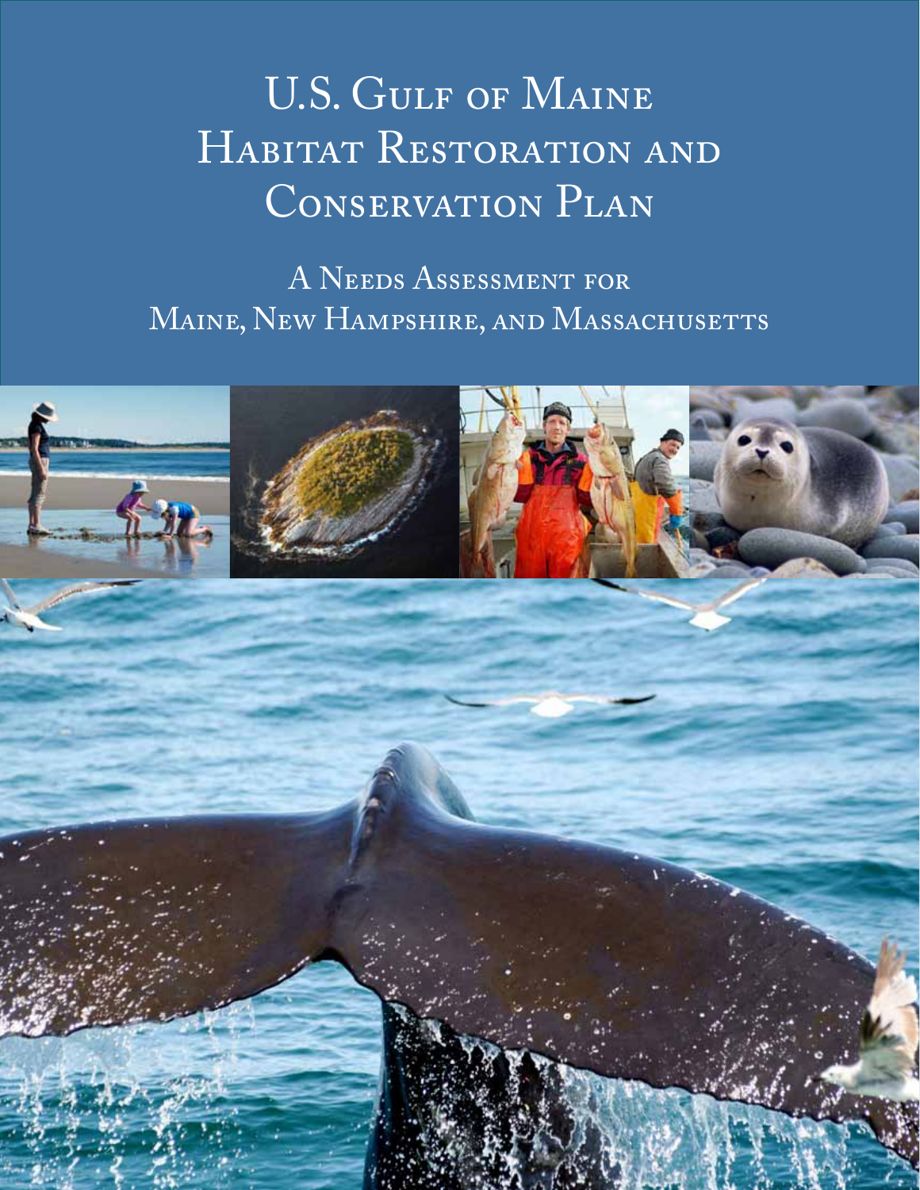# U.S. Gulf of Maine Habitat Restoration and Conservation Plan

## A Needs Assessment for Maine, New Hampshire, and Massachusetts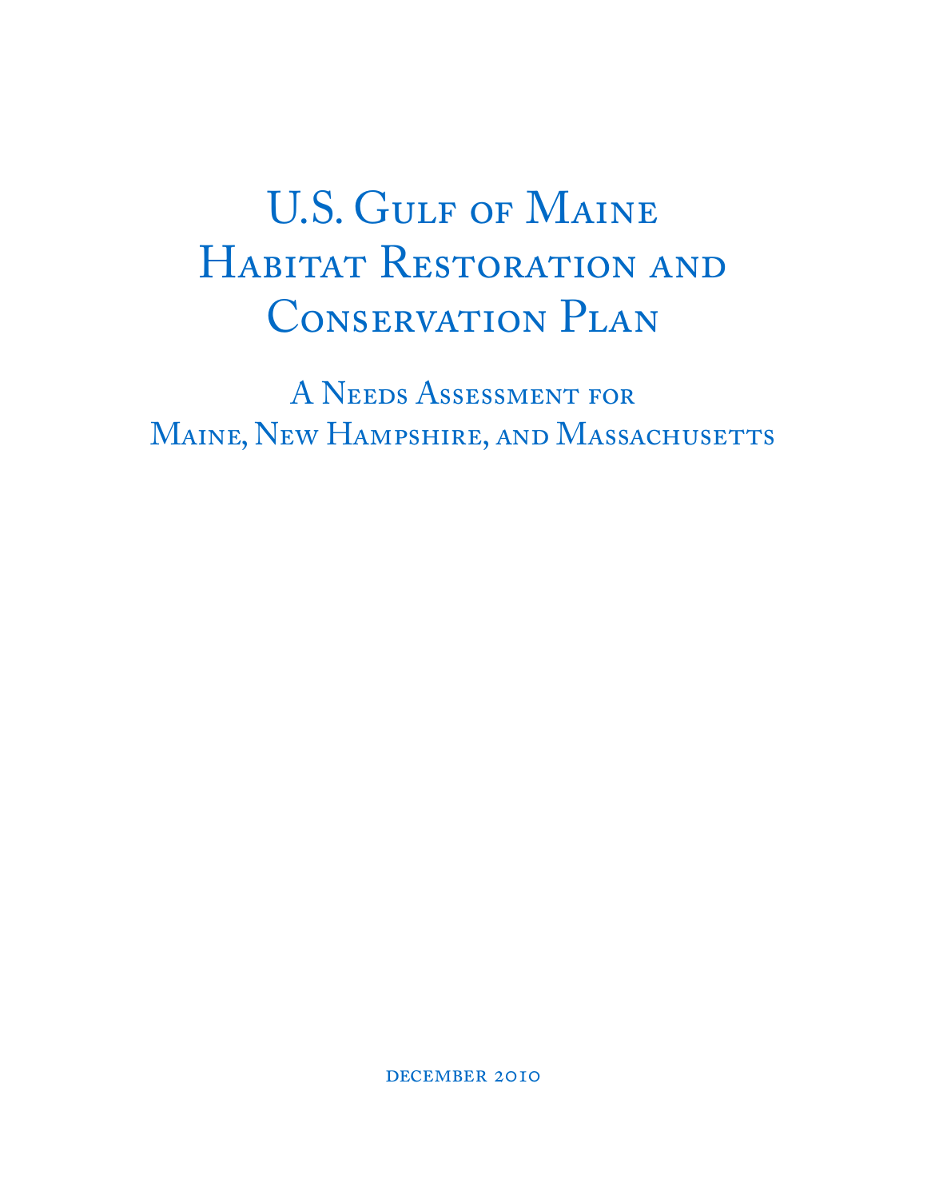# U.S. Gulf of Maine Habitat Restoration and Conservation Plan

## A Needs Assessment for Maine, New Hampshire, and Massachusetts

December 2010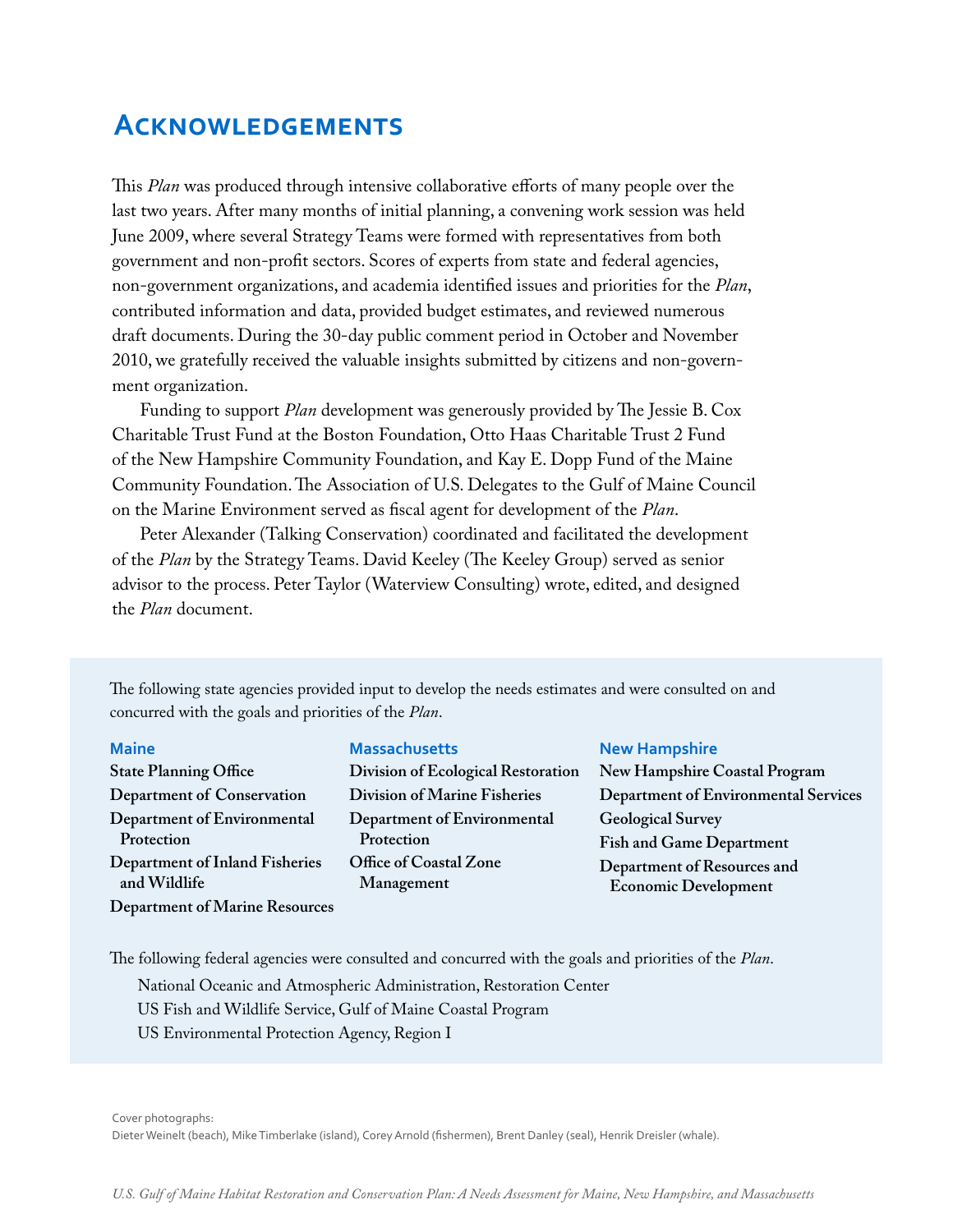# Acknowledgements

This *Plan* was produced through intensive collaborative efforts of many people over the last two years. After many months of initial planning, a convening work session was held June 2009, where several Strategy Teams were formed with representatives from both government and non-profit sectors. Scores of experts from state and federal agencies, non-government organizations, and academia identified issues and priorities for the *Plan*, contributed information and data, provided budget estimates, and reviewed numerous draft documents. During the 30-day public comment period in October and November 2010, we gratefully received the valuable insights submitted by citizens and non-government organization.

Funding to support *Plan* development was generously provided by The Jessie B. Cox Charitable Trust Fund at the Boston Foundation, Otto Haas Charitable Trust 2 Fund of the New Hampshire Community Foundation, and Kay E. Dopp Fund of the Maine Community Foundation. The Association of U.S. Delegates to the Gulf of Maine Council on the Marine Environment served as fiscal agent for development of the *Plan*.

Peter Alexander (Talking Conservation) coordinated and facilitated the development of the *Plan* by the Strategy Teams. David Keeley (The Keeley Group) served as senior advisor to the process. Peter Taylor (Waterview Consulting) wrote, edited, and designed the *Plan* document.

The following state agencies provided input to develop the needs estimates and were consulted on and concurred with the goals and priorities of the *Plan*.

### Maine

**State Planning Office**
**Department of Conservation**
**Department of Environmental Protection**
**Department of Inland Fisheries and Wildlife**
**Department of Marine Resources**

### Massachusetts

**Division of Ecological Restoration**
**Division of Marine Fisheries**
**Department of Environmental Protection**
**Office of Coastal Zone Management**

### New Hampshire

**New Hampshire Coastal Program**
**Department of Environmental Services**
**Geological Survey**
**Fish and Game Department**
**Department of Resources and Economic Development**

The following federal agencies were consulted and concurred with the goals and priorities of the *Plan*.

National Oceanic and Atmospheric Administration, Restoration Center
US Fish and Wildlife Service, Gulf of Maine Coastal Program
US Environmental Protection Agency, Region I

Cover photographs:
Dieter Weinelt (beach), Mike Timberlake (island), Corey Arnold (fishermen), Brent Danley (seal), Henrik Dreisler (whale).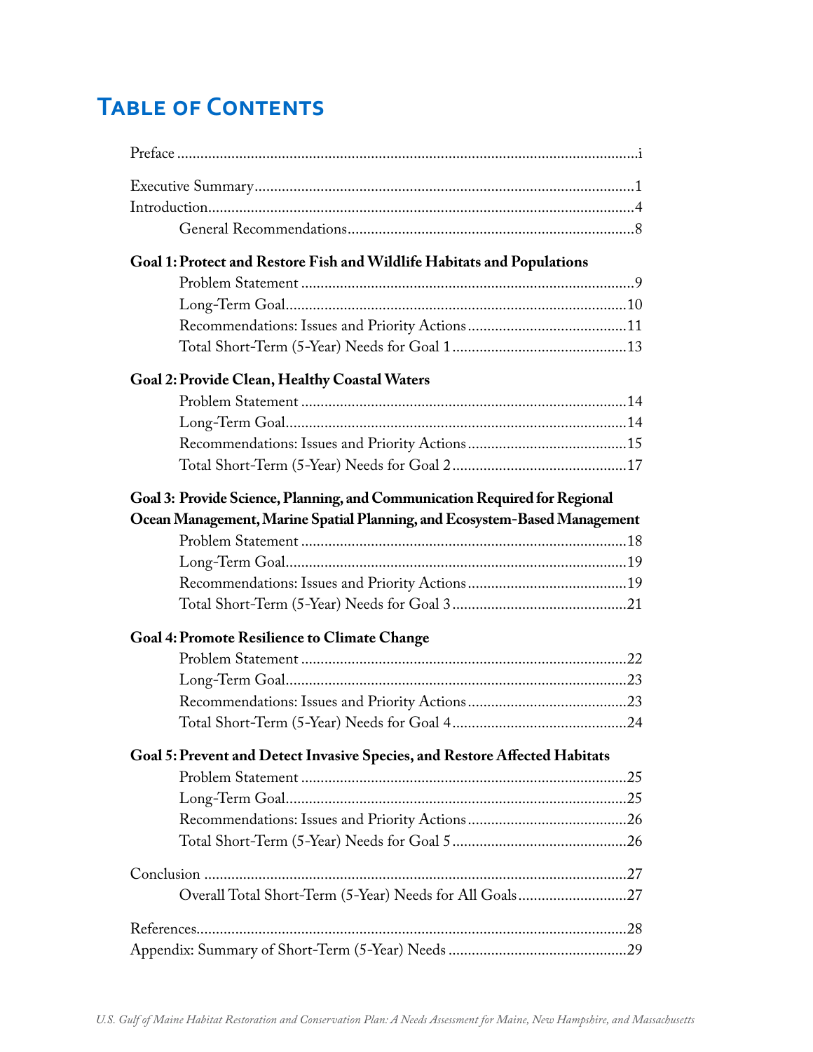# Table of Contents

Preface ....................................................................................................................i

Executive Summary..............................................................................................1

Introduction..........................................................................................................4

General Recommendations..................................................................................8

**Goal 1: Protect and Restore Fish and Wildlife Habitats and Populations**

Problem Statement ..............................................................................................9

Long-Term Goal..................................................................................................10

Recommendations: Issues and Priority Actions.................................................11

Total Short-Term (5-Year) Needs for Goal 1.......................................................13

**Goal 2: Provide Clean, Healthy Coastal Waters**

Problem Statement ..............................................................................................14

Long-Term Goal..................................................................................................14

Recommendations: Issues and Priority Actions.................................................15

Total Short-Term (5-Year) Needs for Goal 2.......................................................17

**Goal 3: Provide Science, Planning, and Communication Required for Regional Ocean Management, Marine Spatial Planning, and Ecosystem-Based Management**

Problem Statement ..............................................................................................18

Long-Term Goal..................................................................................................19

Recommendations: Issues and Priority Actions.................................................19

Total Short-Term (5-Year) Needs for Goal 3.......................................................21

**Goal 4: Promote Resilience to Climate Change**

Problem Statement ..............................................................................................22

Long-Term Goal..................................................................................................23

Recommendations: Issues and Priority Actions.................................................23

Total Short-Term (5-Year) Needs for Goal 4.......................................................24

**Goal 5: Prevent and Detect Invasive Species, and Restore Affected Habitats**

Problem Statement ..............................................................................................25

Long-Term Goal..................................................................................................25

Recommendations: Issues and Priority Actions.................................................26

Total Short-Term (5-Year) Needs for Goal 5.......................................................26

Conclusion ..........................................................................................................27

Overall Total Short-Term (5-Year) Needs for All Goals.....................................27

References............................................................................................................28

Appendix: Summary of Short-Term (5-Year) Needs ...........................................29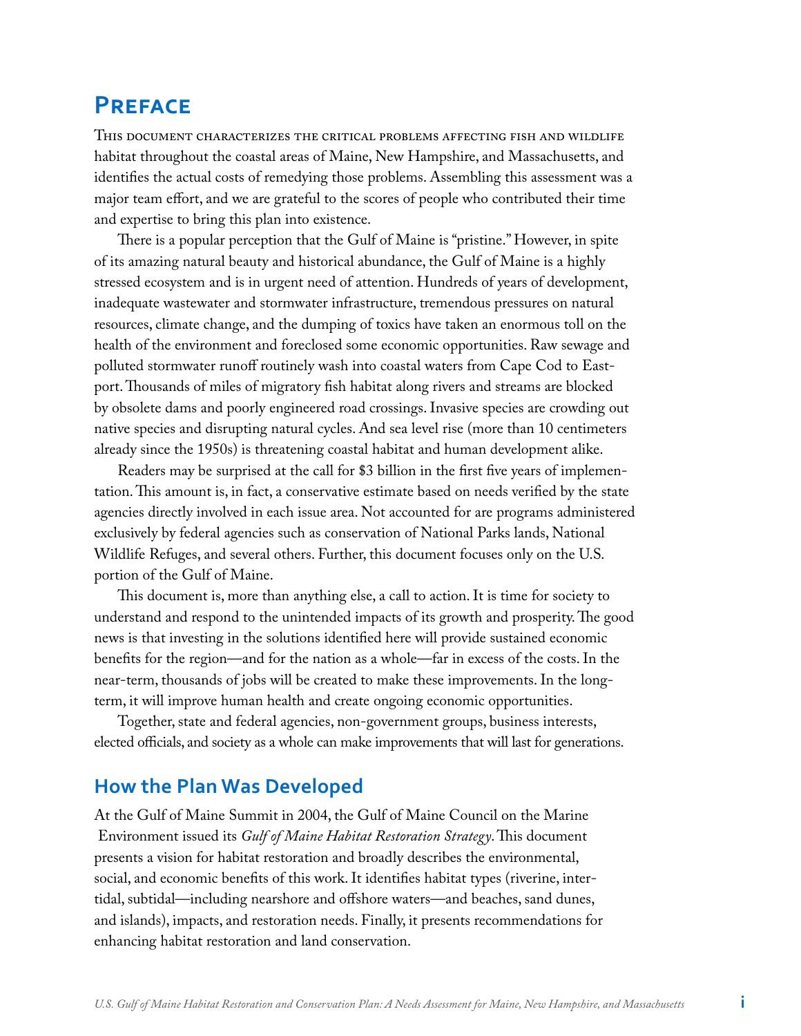# Preface

This document characterizes the critical problems affecting fish and wildlife habitat throughout the coastal areas of Maine, New Hampshire, and Massachusetts, and identifies the actual costs of remedying those problems. Assembling this assessment was a major team effort, and we are grateful to the scores of people who contributed their time and expertise to bring this plan into existence.

There is a popular perception that the Gulf of Maine is "pristine." However, in spite of its amazing natural beauty and historical abundance, the Gulf of Maine is a highly stressed ecosystem and is in urgent need of attention. Hundreds of years of development, inadequate wastewater and stormwater infrastructure, tremendous pressures on natural resources, climate change, and the dumping of toxics have taken an enormous toll on the health of the environment and foreclosed some economic opportunities. Raw sewage and polluted stormwater runoff routinely wash into coastal waters from Cape Cod to Eastport. Thousands of miles of migratory fish habitat along rivers and streams are blocked by obsolete dams and poorly engineered road crossings. Invasive species are crowding out native species and disrupting natural cycles. And sea level rise (more than 10 centimeters already since the 1950s) is threatening coastal habitat and human development alike.

Readers may be surprised at the call for $3 billion in the first five years of implementation. This amount is, in fact, a conservative estimate based on needs verified by the state agencies directly involved in each issue area. Not accounted for are programs administered exclusively by federal agencies such as conservation of National Parks lands, National Wildlife Refuges, and several others. Further, this document focuses only on the U.S. portion of the Gulf of Maine.

This document is, more than anything else, a call to action. It is time for society to understand and respond to the unintended impacts of its growth and prosperity. The good news is that investing in the solutions identified here will provide sustained economic benefits for the region—and for the nation as a whole—far in excess of the costs. In the near-term, thousands of jobs will be created to make these improvements. In the long-term, it will improve human health and create ongoing economic opportunities.

Together, state and federal agencies, non-government groups, business interests, elected officials, and society as a whole can make improvements that will last for generations.

## How the Plan Was Developed

At the Gulf of Maine Summit in 2004, the Gulf of Maine Council on the Marine Environment issued its *Gulf of Maine Habitat Restoration Strategy*. This document presents a vision for habitat restoration and broadly describes the environmental, social, and economic benefits of this work. It identifies habitat types (riverine, intertidal, subtidal—including nearshore and offshore waters—and beaches, sand dunes, and islands), impacts, and restoration needs. Finally, it presents recommendations for enhancing habitat restoration and land conservation.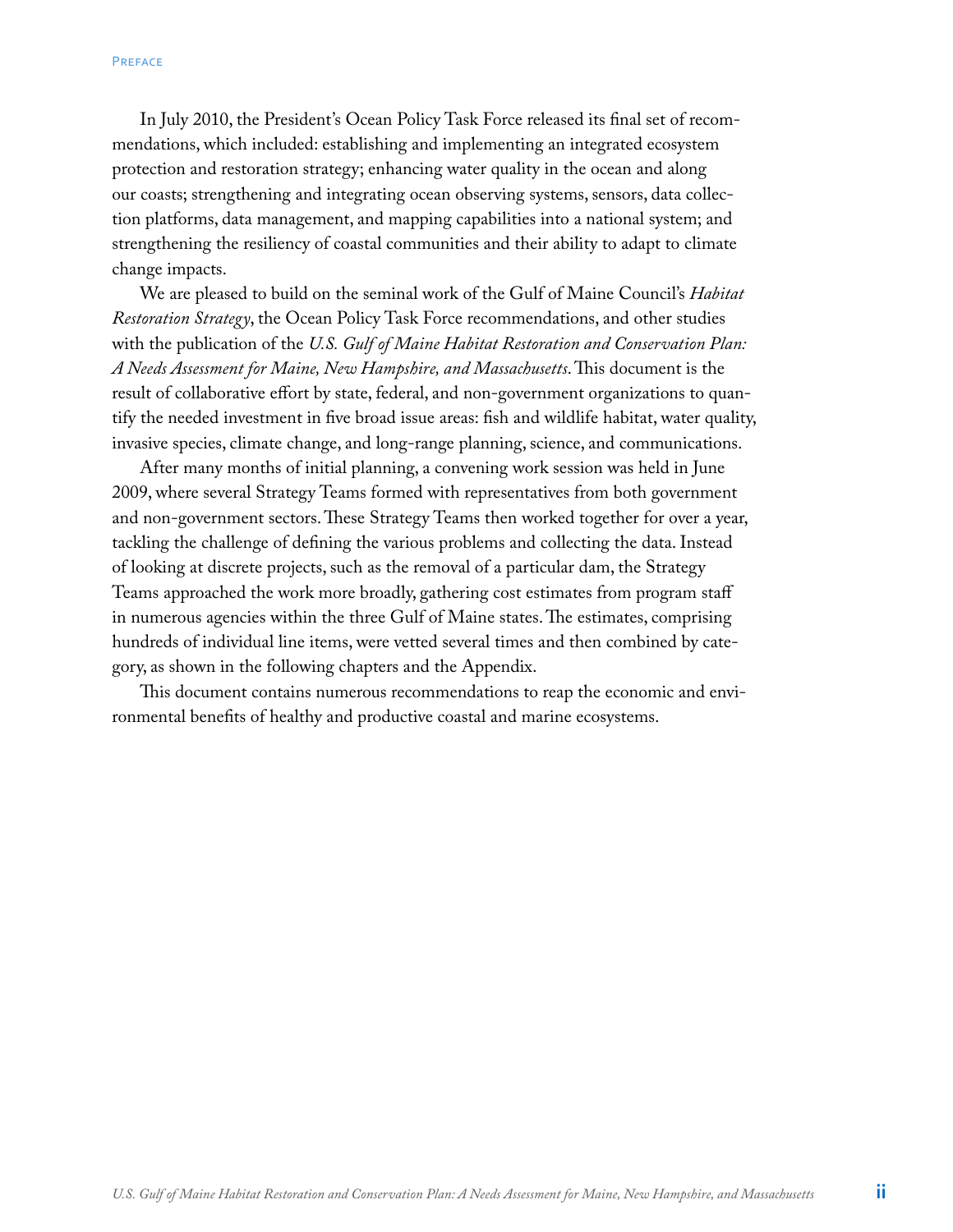In July 2010, the President's Ocean Policy Task Force released its final set of recommendations, which included: establishing and implementing an integrated ecosystem protection and restoration strategy; enhancing water quality in the ocean and along our coasts; strengthening and integrating ocean observing systems, sensors, data collection platforms, data management, and mapping capabilities into a national system; and strengthening the resiliency of coastal communities and their ability to adapt to climate change impacts.

We are pleased to build on the seminal work of the Gulf of Maine Council's *Habitat Restoration Strategy*, the Ocean Policy Task Force recommendations, and other studies with the publication of the *U.S. Gulf of Maine Habitat Restoration and Conservation Plan: A Needs Assessment for Maine, New Hampshire, and Massachusetts*. This document is the result of collaborative effort by state, federal, and non-government organizations to quantify the needed investment in five broad issue areas: fish and wildlife habitat, water quality, invasive species, climate change, and long-range planning, science, and communications.

After many months of initial planning, a convening work session was held in June 2009, where several Strategy Teams formed with representatives from both government and non-government sectors. These Strategy Teams then worked together for over a year, tackling the challenge of defining the various problems and collecting the data. Instead of looking at discrete projects, such as the removal of a particular dam, the Strategy Teams approached the work more broadly, gathering cost estimates from program staff in numerous agencies within the three Gulf of Maine states. The estimates, comprising hundreds of individual line items, were vetted several times and then combined by category, as shown in the following chapters and the Appendix.

This document contains numerous recommendations to reap the economic and environmental benefits of healthy and productive coastal and marine ecosystems.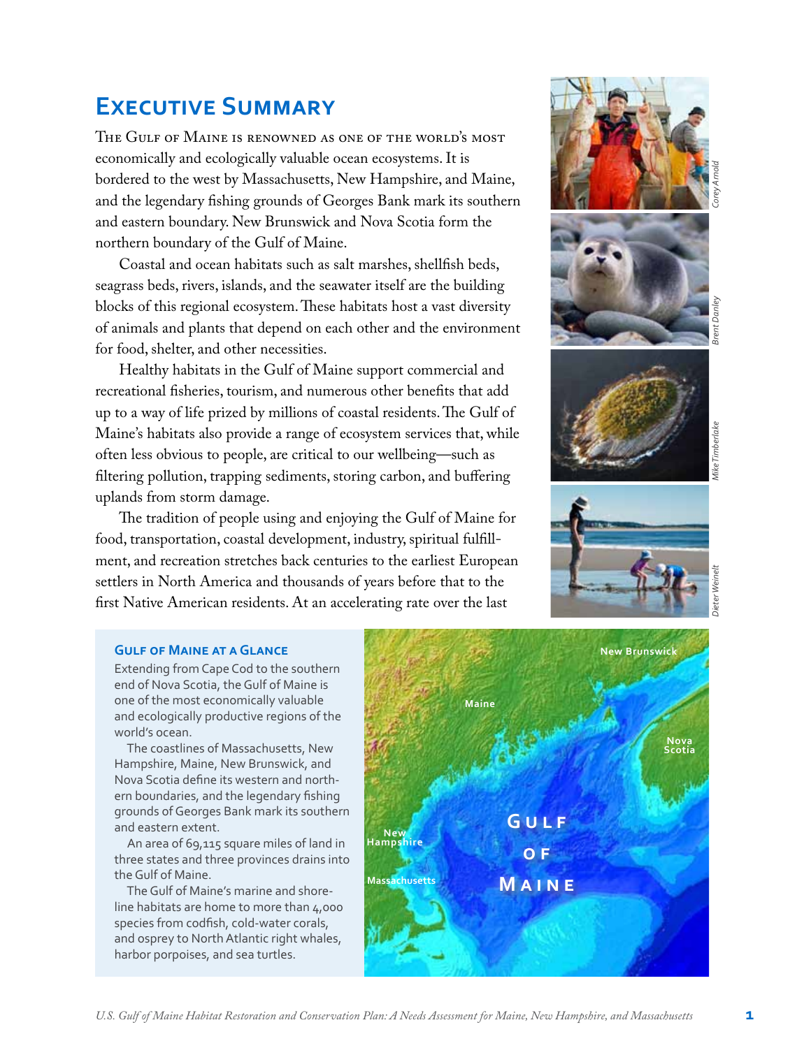# Executive Summary

The Gulf of Maine is renowned as one of the world's most economically and ecologically valuable ocean ecosystems. It is bordered to the west by Massachusetts, New Hampshire, and Maine, and the legendary fishing grounds of Georges Bank mark its southern and eastern boundary. New Brunswick and Nova Scotia form the northern boundary of the Gulf of Maine.

Coastal and ocean habitats such as salt marshes, shellfish beds, seagrass beds, rivers, islands, and the seawater itself are the building blocks of this regional ecosystem. These habitats host a vast diversity of animals and plants that depend on each other and the environment for food, shelter, and other necessities.

Healthy habitats in the Gulf of Maine support commercial and recreational fisheries, tourism, and numerous other benefits that add up to a way of life prized by millions of coastal residents. The Gulf of Maine's habitats also provide a range of ecosystem services that, while often less obvious to people, are critical to our wellbeing—such as filtering pollution, trapping sediments, storing carbon, and buffering uplands from storm damage.

The tradition of people using and enjoying the Gulf of Maine for food, transportation, coastal development, industry, spiritual fulfillment, and recreation stretches back centuries to the earliest European settlers in North America and thousands of years before that to the first Native American residents. At an accelerating rate over the last

*Corey Arnold*

*Brent Danley*

*Mike Timberlake*

*Dieter Weinelt*

### Gulf of Maine at a Glance

Extending from Cape Cod to the southern end of Nova Scotia, the Gulf of Maine is one of the most economically valuable and ecologically productive regions of the world's ocean.

The coastlines of Massachusetts, New Hampshire, Maine, New Brunswick, and Nova Scotia define its western and northern boundaries, and the legendary fishing grounds of Georges Bank mark its southern and eastern extent.

An area of 69,115 square miles of land in three states and three provinces drains into the Gulf of Maine.

The Gulf of Maine's marine and shoreline habitats are home to more than 4,000 species from codfish, cold-water corals, and osprey to North Atlantic right whales, harbor porpoises, and sea turtles.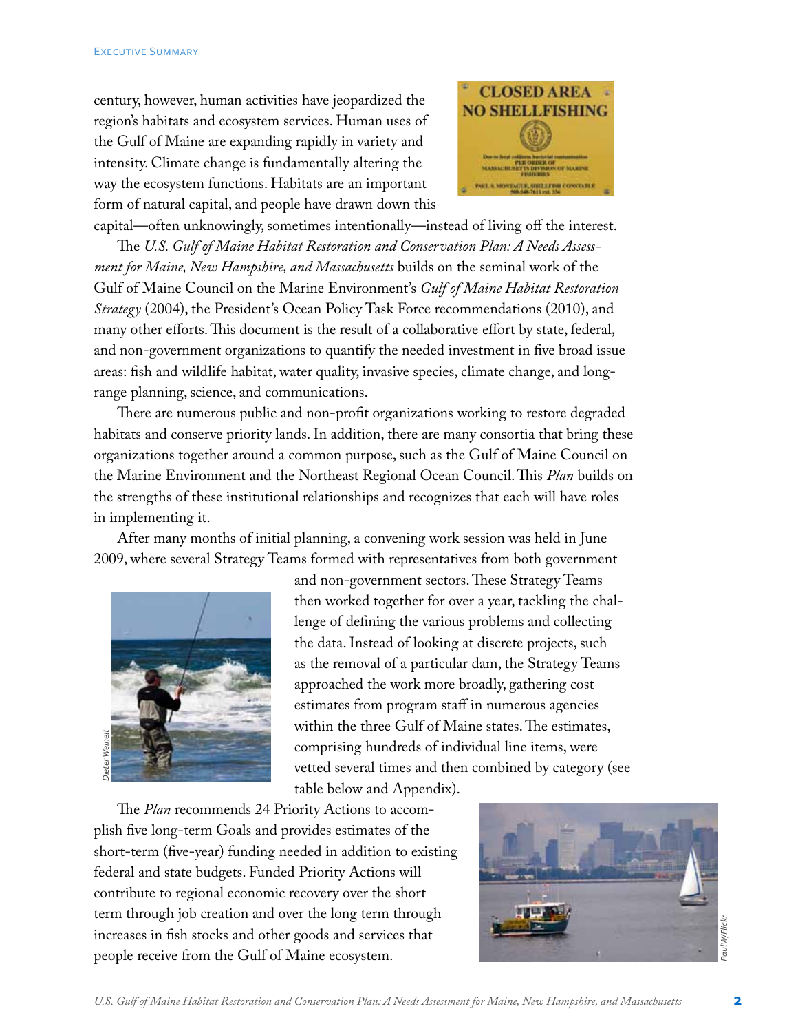century, however, human activities have jeopardized the region's habitats and ecosystem services. Human uses of the Gulf of Maine are expanding rapidly in variety and intensity. Climate change is fundamentally altering the way the ecosystem functions. Habitats are an important form of natural capital, and people have drawn down this capital—often unknowingly, sometimes intentionally—instead of living off the interest.

The *U.S. Gulf of Maine Habitat Restoration and Conservation Plan: A Needs Assessment for Maine, New Hampshire, and Massachusetts* builds on the seminal work of the Gulf of Maine Council on the Marine Environment's *Gulf of Maine Habitat Restoration Strategy* (2004), the President's Ocean Policy Task Force recommendations (2010), and many other efforts. This document is the result of a collaborative effort by state, federal, and non-government organizations to quantify the needed investment in five broad issue areas: fish and wildlife habitat, water quality, invasive species, climate change, and long-range planning, science, and communications.

There are numerous public and non-profit organizations working to restore degraded habitats and conserve priority lands. In addition, there are many consortia that bring these organizations together around a common purpose, such as the Gulf of Maine Council on the Marine Environment and the Northeast Regional Ocean Council. This *Plan* builds on the strengths of these institutional relationships and recognizes that each will have roles in implementing it.

After many months of initial planning, a convening work session was held in June 2009, where several Strategy Teams formed with representatives from both government and non-government sectors. These Strategy Teams then worked together for over a year, tackling the challenge of defining the various problems and collecting the data. Instead of looking at discrete projects, such as the removal of a particular dam, the Strategy Teams approached the work more broadly, gathering cost estimates from program staff in numerous agencies within the three Gulf of Maine states. The estimates, comprising hundreds of individual line items, were vetted several times and then combined by category (see table below and Appendix).

The *Plan* recommends 24 Priority Actions to accomplish five long-term Goals and provides estimates of the short-term (five-year) funding needed in addition to existing federal and state budgets. Funded Priority Actions will contribute to regional economic recovery over the short term through job creation and over the long term through increases in fish stocks and other goods and services that people receive from the Gulf of Maine ecosystem.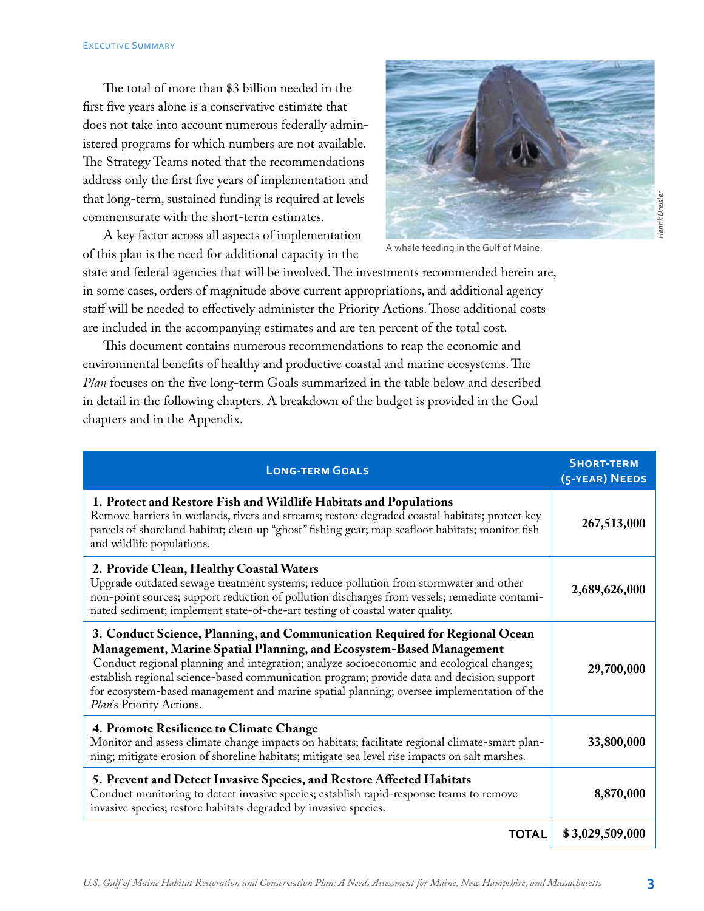The total of more than $3 billion needed in the first five years alone is a conservative estimate that does not take into account numerous federally administered programs for which numbers are not available. The Strategy Teams noted that the recommendations address only the first five years of implementation and that long-term, sustained funding is required at levels commensurate with the short-term estimates.

A key factor across all aspects of implementation of this plan is the need for additional capacity in the state and federal agencies that will be involved. The investments recommended herein are, in some cases, orders of magnitude above current appropriations, and additional agency staff will be needed to effectively administer the Priority Actions. Those additional costs are included in the accompanying estimates and are ten percent of the total cost.

A whale feeding in the Gulf of Maine.

This document contains numerous recommendations to reap the economic and environmental benefits of healthy and productive coastal and marine ecosystems. The *Plan* focuses on the five long-term Goals summarized in the table below and described in detail in the following chapters. A breakdown of the budget is provided in the Goal chapters and in the Appendix.

| Long-term Goals | Short-term (5-year) Needs |
|---|---|
| **1. Protect and Restore Fish and Wildlife Habitats and Populations** Remove barriers in wetlands, rivers and streams; restore degraded coastal habitats; protect key parcels of shoreland habitat; clean up "ghost" fishing gear; map seafloor habitats; monitor fish and wildlife populations. | **267,513,000** |
| **2. Provide Clean, Healthy Coastal Waters** Upgrade outdated sewage treatment systems; reduce pollution from stormwater and other non-point sources; support reduction of pollution discharges from vessels; remediate contaminated sediment; implement state-of-the-art testing of coastal water quality. | **2,689,626,000** |
| **3. Conduct Science, Planning, and Communication Required for Regional Ocean Management, Marine Spatial Planning, and Ecosystem-Based Management** Conduct regional planning and integration; analyze socioeconomic and ecological changes; establish regional science-based communication program; provide data and decision support for ecosystem-based management and marine spatial planning; oversee implementation of the *Plan*'s Priority Actions. | **29,700,000** |
| **4. Promote Resilience to Climate Change** Monitor and assess climate change impacts on habitats; facilitate regional climate-smart planning; mitigate erosion of shoreline habitats; mitigate sea level rise impacts on salt marshes. | **33,800,000** |
| **5. Prevent and Detect Invasive Species, and Restore Affected Habitats** Conduct monitoring to detect invasive species; establish rapid-response teams to remove invasive species; restore habitats degraded by invasive species. | **8,870,000** |
| **TOTAL** | **$ 3,029,509,000** |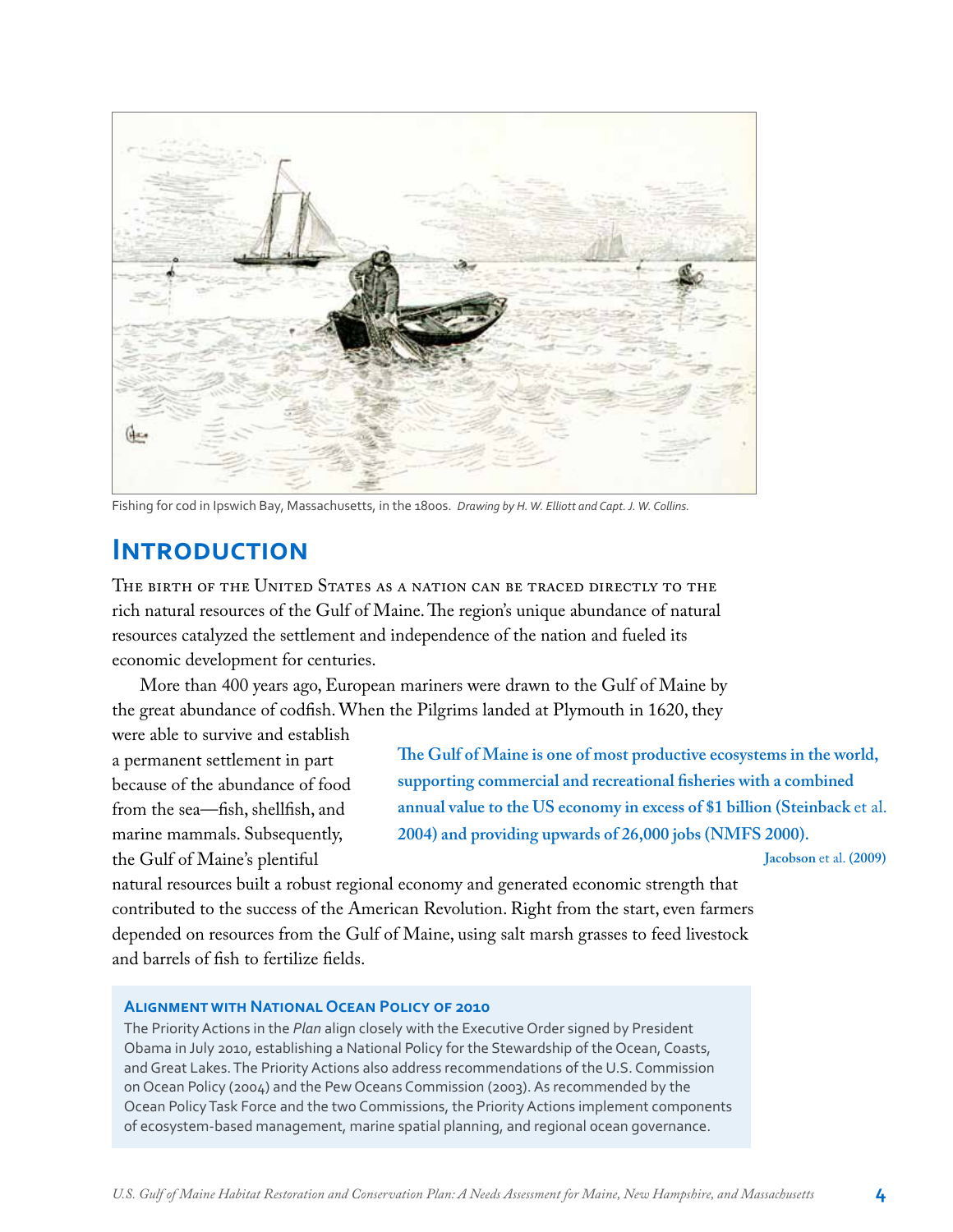Fishing for cod in Ipswich Bay, Massachusetts, in the 1800s. *Drawing by H. W. Elliott and Capt. J. W. Collins.*

# Introduction

The birth of the United States as a nation can be traced directly to the rich natural resources of the Gulf of Maine. The region's unique abundance of natural resources catalyzed the settlement and independence of the nation and fueled its economic development for centuries.

More than 400 years ago, European mariners were drawn to the Gulf of Maine by the great abundance of codfish. When the Pilgrims landed at Plymouth in 1620, they were able to survive and establish a permanent settlement in part because of the abundance of food from the sea—fish, shellfish, and marine mammals. Subsequently, the Gulf of Maine's plentiful natural resources built a robust regional economy and generated economic strength that contributed to the success of the American Revolution. Right from the start, even farmers depended on resources from the Gulf of Maine, using salt marsh grasses to feed livestock and barrels of fish to fertilize fields.

> **The Gulf of Maine is one of most productive ecosystems in the world, supporting commercial and recreational fisheries with a combined annual value to the US economy in excess of $1 billion (Steinback** et al. **2004) and providing upwards of 26,000 jobs (NMFS 2000).**
>
> **Jacobson** et al. **(2009)**

### Alignment with National Ocean Policy of 2010

The Priority Actions in the *Plan* align closely with the Executive Order signed by President Obama in July 2010, establishing a National Policy for the Stewardship of the Ocean, Coasts, and Great Lakes. The Priority Actions also address recommendations of the U.S. Commission on Ocean Policy (2004) and the Pew Oceans Commission (2003). As recommended by the Ocean Policy Task Force and the two Commissions, the Priority Actions implement components of ecosystem-based management, marine spatial planning, and regional ocean governance.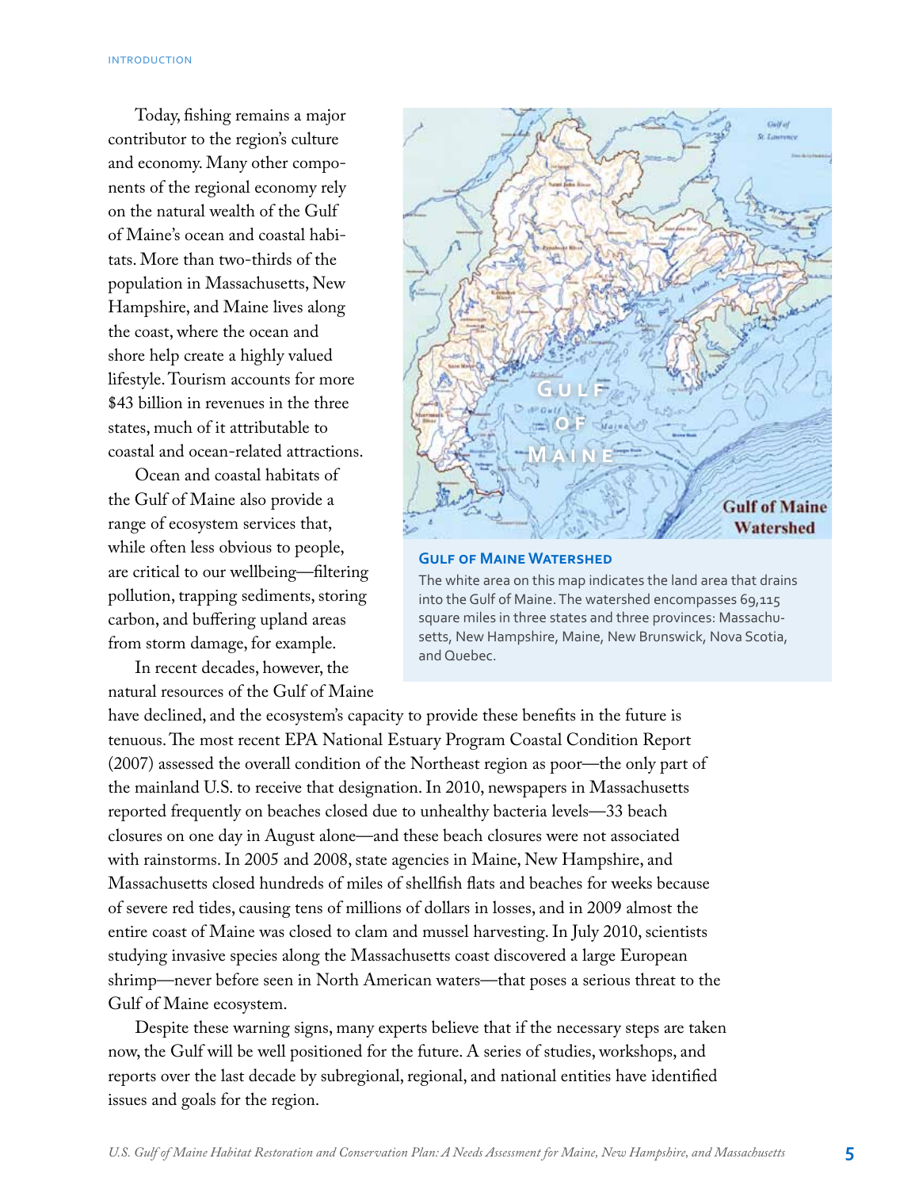Today, fishing remains a major contributor to the region's culture and economy. Many other components of the regional economy rely on the natural wealth of the Gulf of Maine's ocean and coastal habitats. More than two-thirds of the population in Massachusetts, New Hampshire, and Maine lives along the coast, where the ocean and shore help create a highly valued lifestyle. Tourism accounts for more $43 billion in revenues in the three states, much of it attributable to coastal and ocean-related attractions.

Ocean and coastal habitats of the Gulf of Maine also provide a range of ecosystem services that, while often less obvious to people, are critical to our wellbeing—filtering pollution, trapping sediments, storing carbon, and buffering upland areas from storm damage, for example.

**Gulf of Maine Watershed**

The white area on this map indicates the land area that drains into the Gulf of Maine. The watershed encompasses 69,115 square miles in three states and three provinces: Massachusetts, New Hampshire, Maine, New Brunswick, Nova Scotia, and Quebec.

In recent decades, however, the natural resources of the Gulf of Maine have declined, and the ecosystem's capacity to provide these benefits in the future is tenuous. The most recent EPA National Estuary Program Coastal Condition Report (2007) assessed the overall condition of the Northeast region as poor—the only part of the mainland U.S. to receive that designation. In 2010, newspapers in Massachusetts reported frequently on beaches closed due to unhealthy bacteria levels—33 beach closures on one day in August alone—and these beach closures were not associated with rainstorms. In 2005 and 2008, state agencies in Maine, New Hampshire, and Massachusetts closed hundreds of miles of shellfish flats and beaches for weeks because of severe red tides, causing tens of millions of dollars in losses, and in 2009 almost the entire coast of Maine was closed to clam and mussel harvesting. In July 2010, scientists studying invasive species along the Massachusetts coast discovered a large European shrimp—never before seen in North American waters—that poses a serious threat to the Gulf of Maine ecosystem.

Despite these warning signs, many experts believe that if the necessary steps are taken now, the Gulf will be well positioned for the future. A series of studies, workshops, and reports over the last decade by subregional, regional, and national entities have identified issues and goals for the region.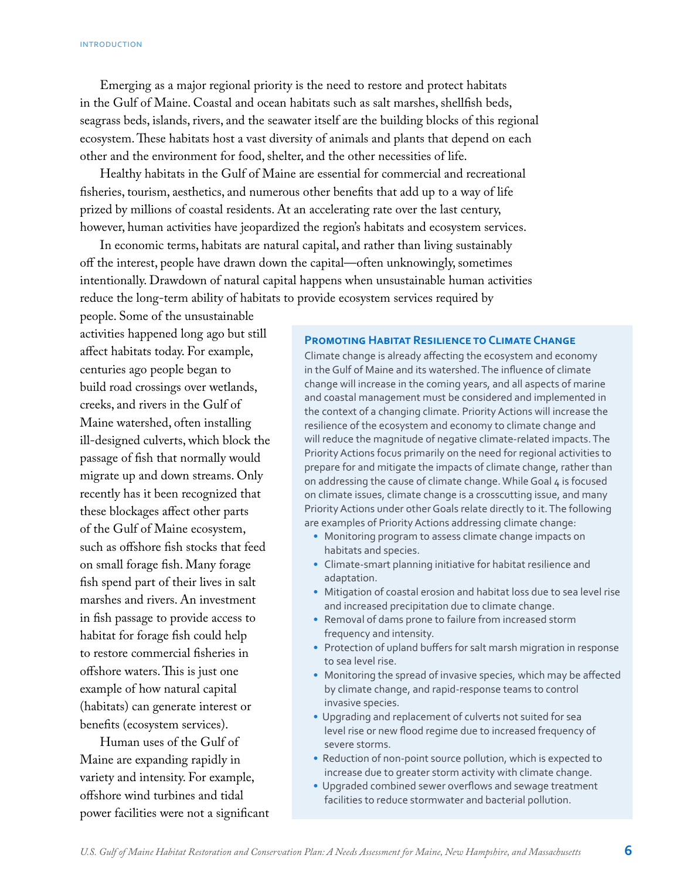Emerging as a major regional priority is the need to restore and protect habitats in the Gulf of Maine. Coastal and ocean habitats such as salt marshes, shellfish beds, seagrass beds, islands, rivers, and the seawater itself are the building blocks of this regional ecosystem. These habitats host a vast diversity of animals and plants that depend on each other and the environment for food, shelter, and the other necessities of life.

Healthy habitats in the Gulf of Maine are essential for commercial and recreational fisheries, tourism, aesthetics, and numerous other benefits that add up to a way of life prized by millions of coastal residents. At an accelerating rate over the last century, however, human activities have jeopardized the region's habitats and ecosystem services.

In economic terms, habitats are natural capital, and rather than living sustainably off the interest, people have drawn down the capital—often unknowingly, sometimes intentionally. Drawdown of natural capital happens when unsustainable human activities reduce the long-term ability of habitats to provide ecosystem services required by people. Some of the unsustainable activities happened long ago but still affect habitats today. For example, centuries ago people began to build road crossings over wetlands, creeks, and rivers in the Gulf of Maine watershed, often installing ill-designed culverts, which block the passage of fish that normally would migrate up and down streams. Only recently has it been recognized that these blockages affect other parts of the Gulf of Maine ecosystem, such as offshore fish stocks that feed on small forage fish. Many forage fish spend part of their lives in salt marshes and rivers. An investment in fish passage to provide access to habitat for forage fish could help to restore commercial fisheries in offshore waters. This is just one example of how natural capital (habitats) can generate interest or benefits (ecosystem services).

Human uses of the Gulf of Maine are expanding rapidly in variety and intensity. For example, offshore wind turbines and tidal power facilities were not a significant

### Promoting Habitat Resilience to Climate Change

Climate change is already affecting the ecosystem and economy in the Gulf of Maine and its watershed. The influence of climate change will increase in the coming years, and all aspects of marine and coastal management must be considered and implemented in the context of a changing climate. Priority Actions will increase the resilience of the ecosystem and economy to climate change and will reduce the magnitude of negative climate-related impacts. The Priority Actions focus primarily on the need for regional activities to prepare for and mitigate the impacts of climate change, rather than on addressing the cause of climate change. While Goal 4 is focused on climate issues, climate change is a crosscutting issue, and many Priority Actions under other Goals relate directly to it. The following are examples of Priority Actions addressing climate change:

- Monitoring program to assess climate change impacts on habitats and species.
- Climate-smart planning initiative for habitat resilience and adaptation.
- Mitigation of coastal erosion and habitat loss due to sea level rise and increased precipitation due to climate change.
- Removal of dams prone to failure from increased storm frequency and intensity.
- Protection of upland buffers for salt marsh migration in response to sea level rise.
- Monitoring the spread of invasive species, which may be affected by climate change, and rapid-response teams to control invasive species.
- Upgrading and replacement of culverts not suited for sea level rise or new flood regime due to increased frequency of severe storms.
- Reduction of non-point source pollution, which is expected to increase due to greater storm activity with climate change.
- Upgraded combined sewer overflows and sewage treatment facilities to reduce stormwater and bacterial pollution.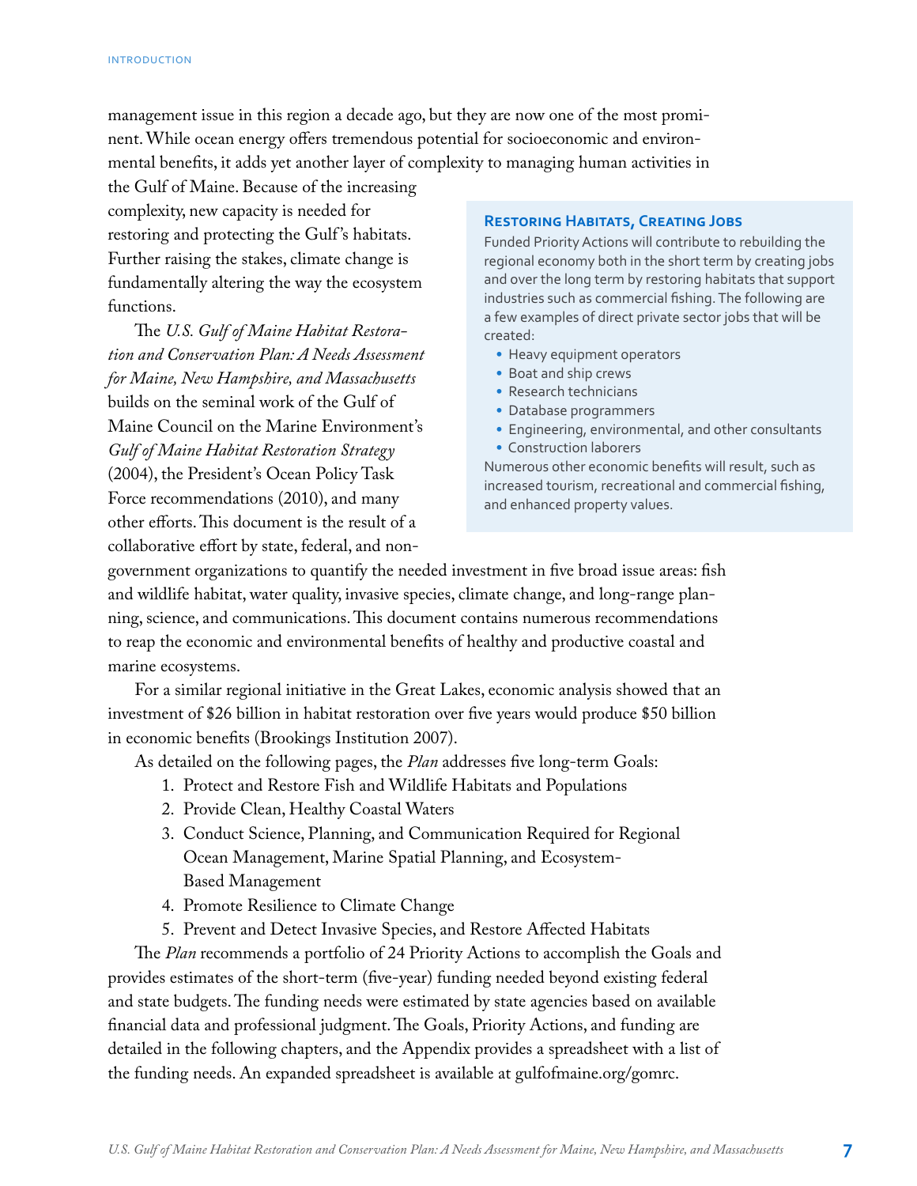management issue in this region a decade ago, but they are now one of the most prominent. While ocean energy offers tremendous potential for socioeconomic and environmental benefits, it adds yet another layer of complexity to managing human activities in the Gulf of Maine. Because of the increasing complexity, new capacity is needed for restoring and protecting the Gulf's habitats. Further raising the stakes, climate change is fundamentally altering the way the ecosystem functions.

The *U.S. Gulf of Maine Habitat Restoration and Conservation Plan: A Needs Assessment for Maine, New Hampshire, and Massachusetts* builds on the seminal work of the Gulf of Maine Council on the Marine Environment's *Gulf of Maine Habitat Restoration Strategy* (2004), the President's Ocean Policy Task Force recommendations (2010), and many other efforts. This document is the result of a collaborative effort by state, federal, and non-government organizations to quantify the needed investment in five broad issue areas: fish and wildlife habitat, water quality, invasive species, climate change, and long-range planning, science, and communications. This document contains numerous recommendations to reap the economic and environmental benefits of healthy and productive coastal and marine ecosystems.

> **Restoring Habitats, Creating Jobs**
>
> Funded Priority Actions will contribute to rebuilding the regional economy both in the short term by creating jobs and over the long term by restoring habitats that support industries such as commercial fishing. The following are a few examples of direct private sector jobs that will be created:
>
> - Heavy equipment operators
> - Boat and ship crews
> - Research technicians
> - Database programmers
> - Engineering, environmental, and other consultants
> - Construction laborers
>
> Numerous other economic benefits will result, such as increased tourism, recreational and commercial fishing, and enhanced property values.

For a similar regional initiative in the Great Lakes, economic analysis showed that an investment of $26 billion in habitat restoration over five years would produce $50 billion in economic benefits (Brookings Institution 2007).

As detailed on the following pages, the *Plan* addresses five long-term Goals:

1. Protect and Restore Fish and Wildlife Habitats and Populations
2. Provide Clean, Healthy Coastal Waters
3. Conduct Science, Planning, and Communication Required for Regional Ocean Management, Marine Spatial Planning, and Ecosystem-Based Management
4. Promote Resilience to Climate Change
5. Prevent and Detect Invasive Species, and Restore Affected Habitats

The *Plan* recommends a portfolio of 24 Priority Actions to accomplish the Goals and provides estimates of the short-term (five-year) funding needed beyond existing federal and state budgets. The funding needs were estimated by state agencies based on available financial data and professional judgment. The Goals, Priority Actions, and funding are detailed in the following chapters, and the Appendix provides a spreadsheet with a list of the funding needs. An expanded spreadsheet is available at gulfofmaine.org/gomrc.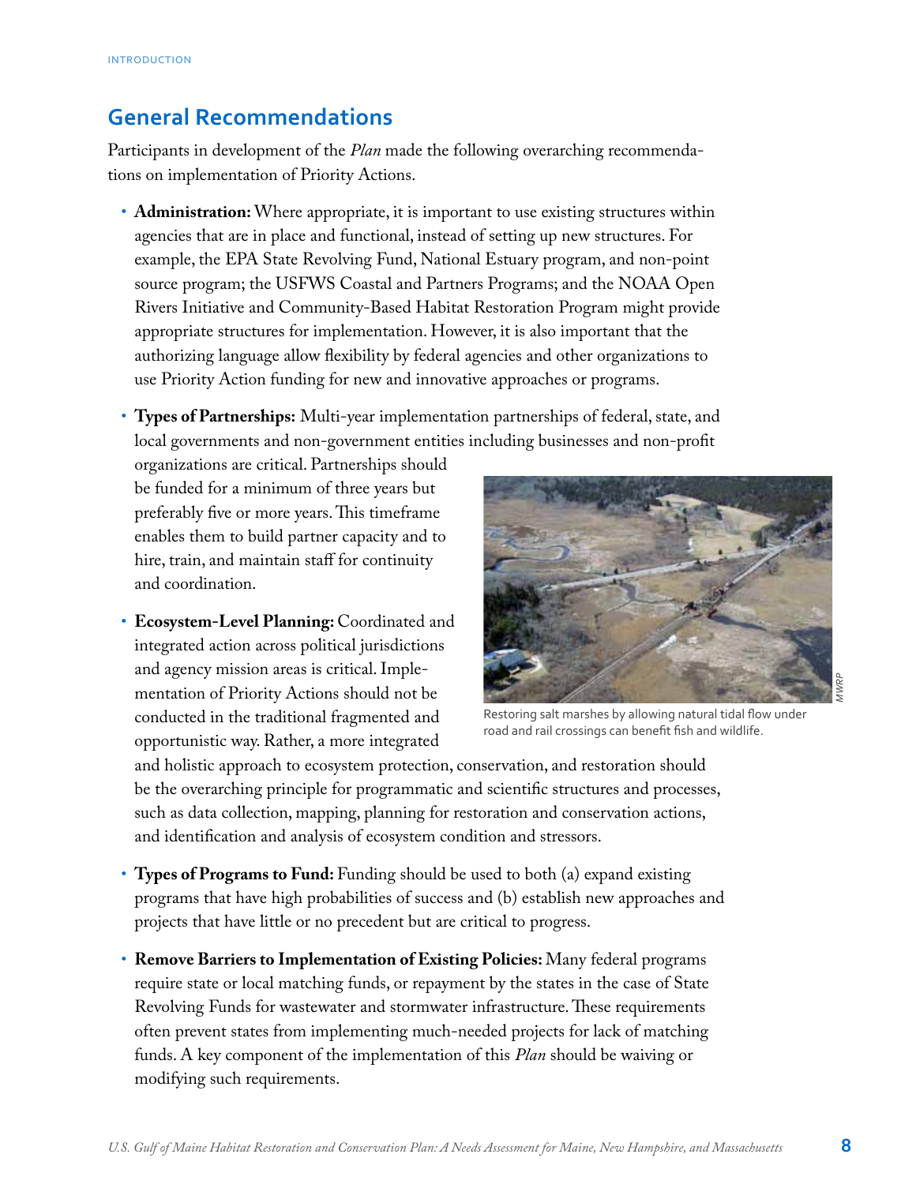## General Recommendations

Participants in development of the *Plan* made the following overarching recommendations on implementation of Priority Actions.

- **Administration:** Where appropriate, it is important to use existing structures within agencies that are in place and functional, instead of setting up new structures. For example, the EPA State Revolving Fund, National Estuary program, and non-point source program; the USFWS Coastal and Partners Programs; and the NOAA Open Rivers Initiative and Community-Based Habitat Restoration Program might provide appropriate structures for implementation. However, it is also important that the authorizing language allow flexibility by federal agencies and other organizations to use Priority Action funding for new and innovative approaches or programs.

- **Types of Partnerships:** Multi-year implementation partnerships of federal, state, and local governments and non-government entities including businesses and non-profit organizations are critical. Partnerships should be funded for a minimum of three years but preferably five or more years. This timeframe enables them to build partner capacity and to hire, train, and maintain staff for continuity and coordination.

- **Ecosystem-Level Planning:** Coordinated and integrated action across political jurisdictions and agency mission areas is critical. Implementation of Priority Actions should not be conducted in the traditional fragmented and opportunistic way. Rather, a more integrated and holistic approach to ecosystem protection, conservation, and restoration should be the overarching principle for programmatic and scientific structures and processes, such as data collection, mapping, planning for restoration and conservation actions, and identification and analysis of ecosystem condition and stressors.

Restoring salt marshes by allowing natural tidal flow under road and rail crossings can benefit fish and wildlife.

MWRP

- **Types of Programs to Fund:** Funding should be used to both (a) expand existing programs that have high probabilities of success and (b) establish new approaches and projects that have little or no precedent but are critical to progress.

- **Remove Barriers to Implementation of Existing Policies:** Many federal programs require state or local matching funds, or repayment by the states in the case of State Revolving Funds for wastewater and stormwater infrastructure. These requirements often prevent states from implementing much-needed projects for lack of matching funds. A key component of the implementation of this *Plan* should be waiving or modifying such requirements.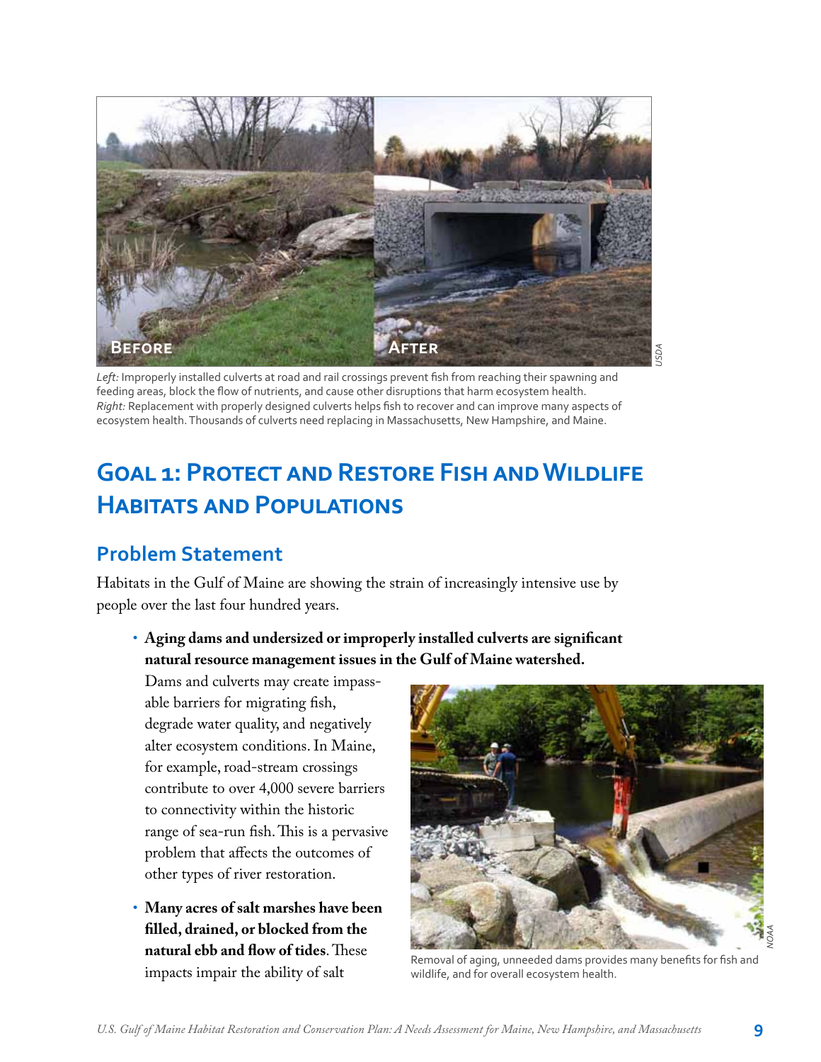*Left:* Improperly installed culverts at road and rail crossings prevent fish from reaching their spawning and feeding areas, block the flow of nutrients, and cause other disruptions that harm ecosystem health.
*Right:* Replacement with properly designed culverts helps fish to recover and can improve many aspects of ecosystem health. Thousands of culverts need replacing in Massachusetts, New Hampshire, and Maine.

# Goal 1: Protect and Restore Fish and Wildlife Habitats and Populations

## Problem Statement

Habitats in the Gulf of Maine are showing the strain of increasingly intensive use by people over the last four hundred years.

- **Aging dams and undersized or improperly installed culverts are significant natural resource management issues in the Gulf of Maine watershed.** Dams and culverts may create impassable barriers for migrating fish, degrade water quality, and negatively alter ecosystem conditions. In Maine, for example, road-stream crossings contribute to over 4,000 severe barriers to connectivity within the historic range of sea-run fish. This is a pervasive problem that affects the outcomes of other types of river restoration.

- **Many acres of salt marshes have been filled, drained, or blocked from the natural ebb and flow of tides**. These impacts impair the ability of salt

Removal of aging, unneeded dams provides many benefits for fish and wildlife, and for overall ecosystem health.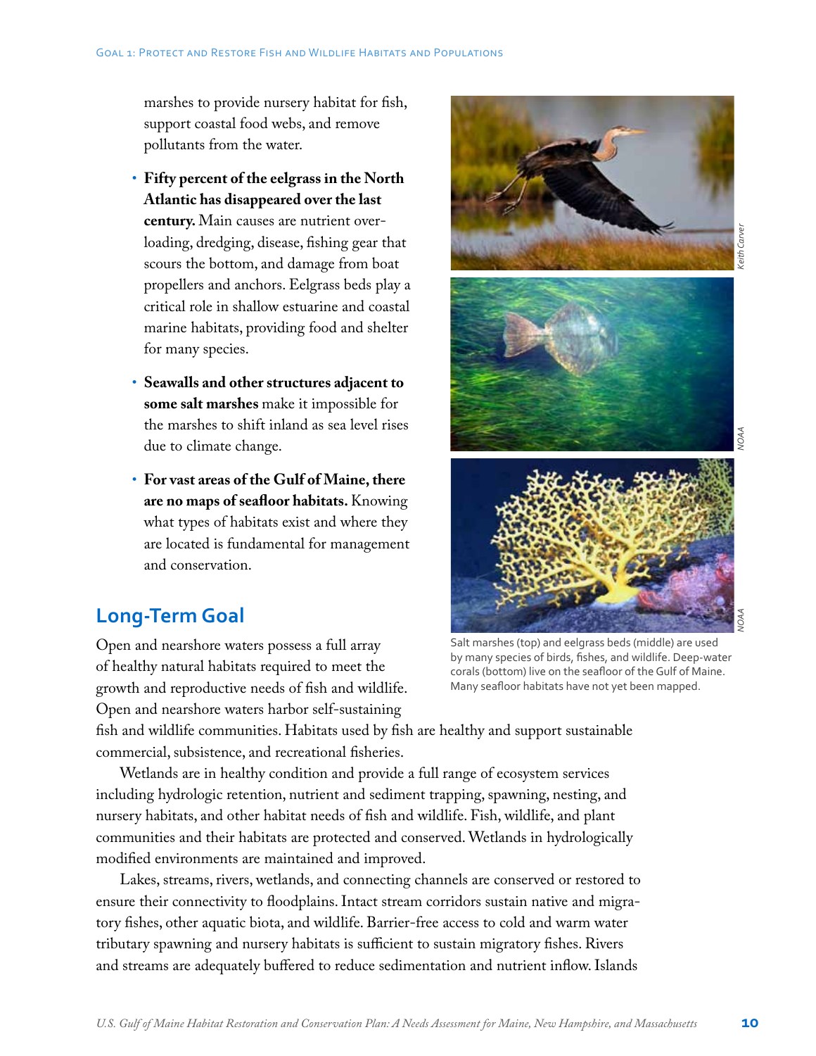marshes to provide nursery habitat for fish, support coastal food webs, and remove pollutants from the water.

- **Fifty percent of the eelgrass in the North Atlantic has disappeared over the last century.** Main causes are nutrient overloading, dredging, disease, fishing gear that scours the bottom, and damage from boat propellers and anchors. Eelgrass beds play a critical role in shallow estuarine and coastal marine habitats, providing food and shelter for many species.

- **Seawalls and other structures adjacent to some salt marshes** make it impossible for the marshes to shift inland as sea level rises due to climate change.

- **For vast areas of the Gulf of Maine, there are no maps of seafloor habitats.** Knowing what types of habitats exist and where they are located is fundamental for management and conservation.

Salt marshes (top) and eelgrass beds (middle) are used by many species of birds, fishes, and wildlife. Deep-water corals (bottom) live on the seafloor of the Gulf of Maine. Many seafloor habitats have not yet been mapped.

## Long-Term Goal

Open and nearshore waters possess a full array of healthy natural habitats required to meet the growth and reproductive needs of fish and wildlife. Open and nearshore waters harbor self-sustaining fish and wildlife communities. Habitats used by fish are healthy and support sustainable commercial, subsistence, and recreational fisheries.

Wetlands are in healthy condition and provide a full range of ecosystem services including hydrologic retention, nutrient and sediment trapping, spawning, nesting, and nursery habitats, and other habitat needs of fish and wildlife. Fish, wildlife, and plant communities and their habitats are protected and conserved. Wetlands in hydrologically modified environments are maintained and improved.

Lakes, streams, rivers, wetlands, and connecting channels are conserved or restored to ensure their connectivity to floodplains. Intact stream corridors sustain native and migratory fishes, other aquatic biota, and wildlife. Barrier-free access to cold and warm water tributary spawning and nursery habitats is sufficient to sustain migratory fishes. Rivers and streams are adequately buffered to reduce sedimentation and nutrient inflow. Islands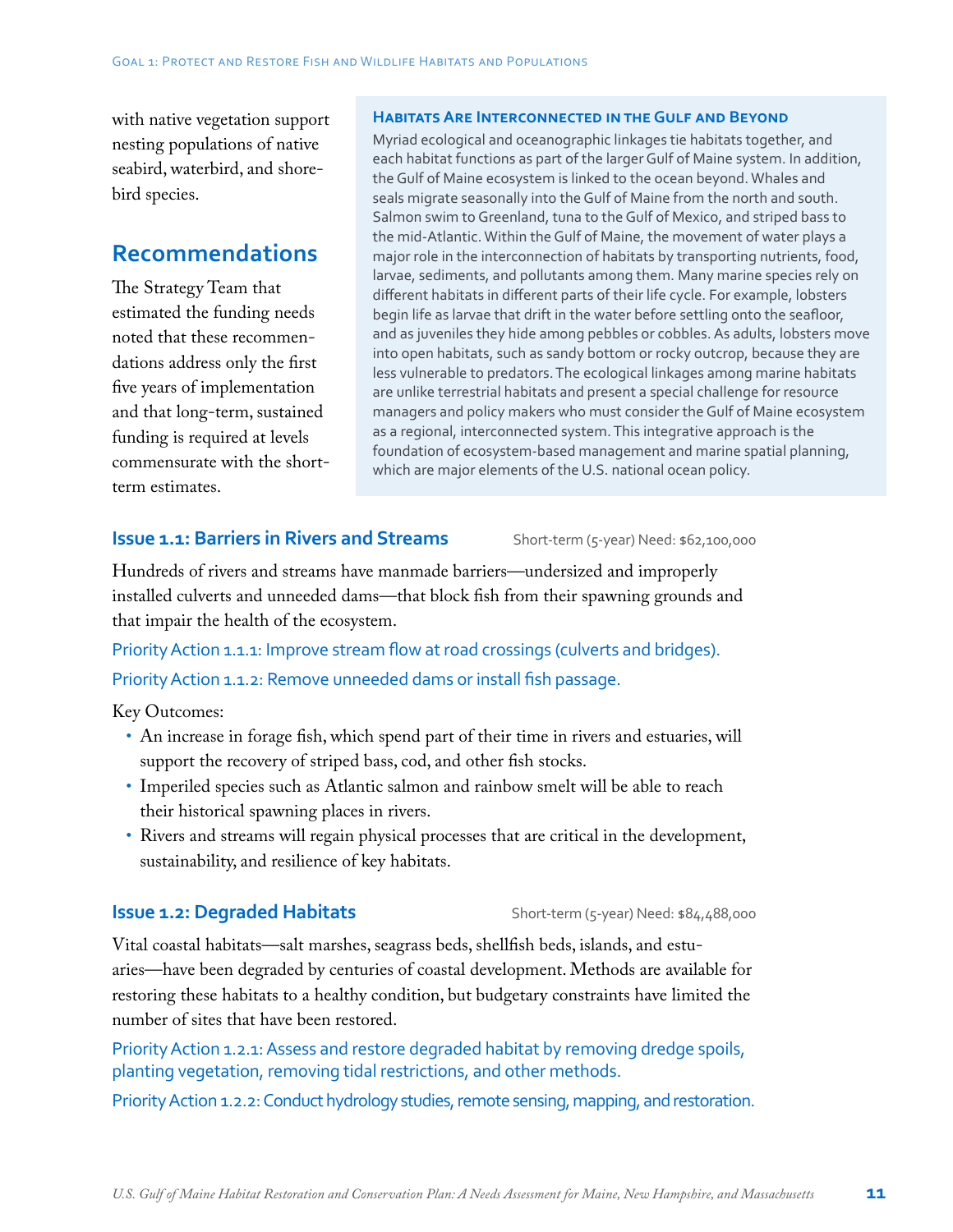with native vegetation support nesting populations of native seabird, waterbird, and shorebird species.

## Recommendations

The Strategy Team that estimated the funding needs noted that these recommendations address only the first five years of implementation and that long-term, sustained funding is required at levels commensurate with the short-term estimates.

**Habitats Are Interconnected in the Gulf and Beyond**

Myriad ecological and oceanographic linkages tie habitats together, and each habitat functions as part of the larger Gulf of Maine system. In addition, the Gulf of Maine ecosystem is linked to the ocean beyond. Whales and seals migrate seasonally into the Gulf of Maine from the north and south. Salmon swim to Greenland, tuna to the Gulf of Mexico, and striped bass to the mid-Atlantic. Within the Gulf of Maine, the movement of water plays a major role in the interconnection of habitats by transporting nutrients, food, larvae, sediments, and pollutants among them. Many marine species rely on different habitats in different parts of their life cycle. For example, lobsters begin life as larvae that drift in the water before settling onto the seafloor, and as juveniles they hide among pebbles or cobbles. As adults, lobsters move into open habitats, such as sandy bottom or rocky outcrop, because they are less vulnerable to predators. The ecological linkages among marine habitats are unlike terrestrial habitats and present a special challenge for resource managers and policy makers who must consider the Gulf of Maine ecosystem as a regional, interconnected system. This integrative approach is the foundation of ecosystem-based management and marine spatial planning, which are major elements of the U.S. national ocean policy.

### Issue 1.1: Barriers in Rivers and Streams

Short-term (5-year) Need: $62,100,000

Hundreds of rivers and streams have manmade barriers—undersized and improperly installed culverts and unneeded dams—that block fish from their spawning grounds and that impair the health of the ecosystem.

Priority Action 1.1.1: Improve stream flow at road crossings (culverts and bridges).

Priority Action 1.1.2: Remove unneeded dams or install fish passage.

Key Outcomes:

- An increase in forage fish, which spend part of their time in rivers and estuaries, will support the recovery of striped bass, cod, and other fish stocks.
- Imperiled species such as Atlantic salmon and rainbow smelt will be able to reach their historical spawning places in rivers.
- Rivers and streams will regain physical processes that are critical in the development, sustainability, and resilience of key habitats.

### Issue 1.2: Degraded Habitats

Short-term (5-year) Need: $84,488,000

Vital coastal habitats—salt marshes, seagrass beds, shellfish beds, islands, and estuaries—have been degraded by centuries of coastal development. Methods are available for restoring these habitats to a healthy condition, but budgetary constraints have limited the number of sites that have been restored.

Priority Action 1.2.1: Assess and restore degraded habitat by removing dredge spoils, planting vegetation, removing tidal restrictions, and other methods.

Priority Action 1.2.2: Conduct hydrology studies, remote sensing, mapping, and restoration.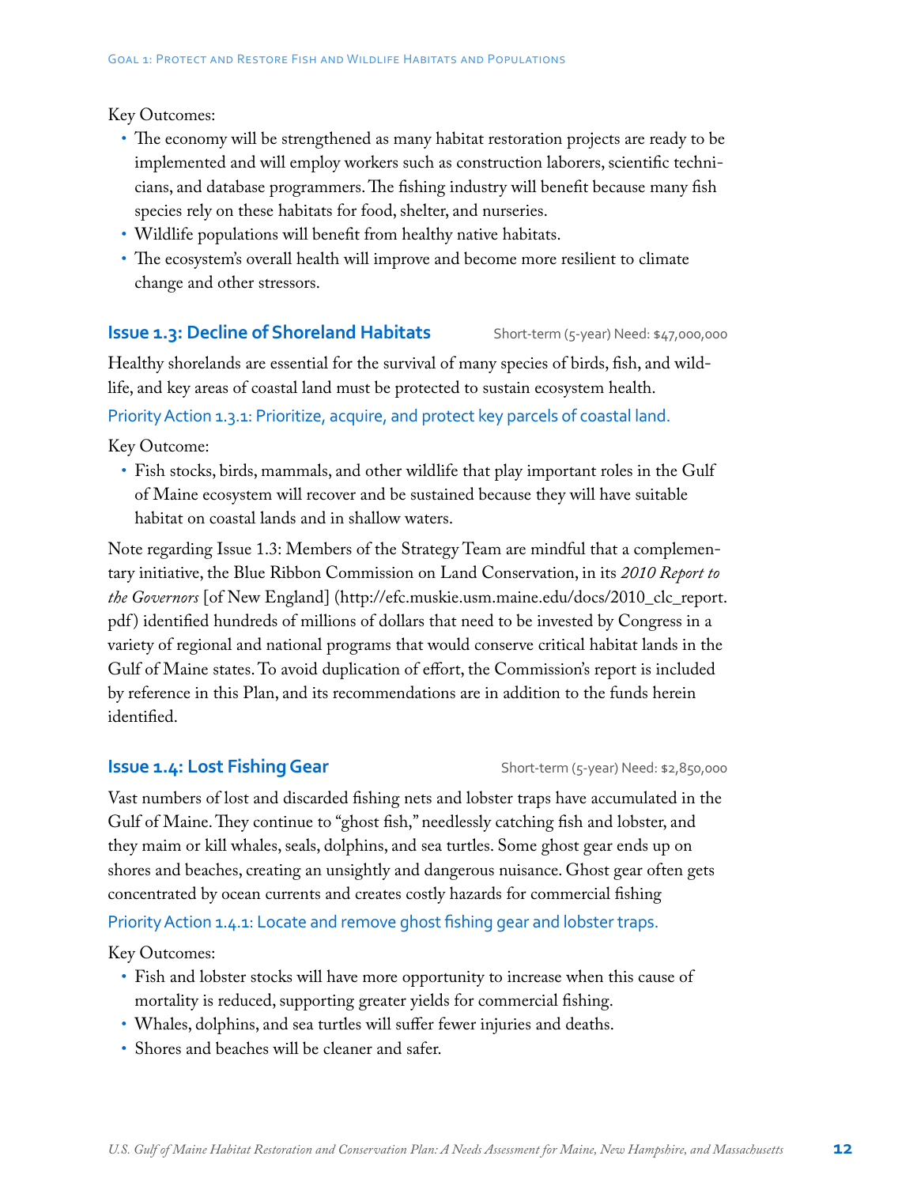Key Outcomes:

- The economy will be strengthened as many habitat restoration projects are ready to be implemented and will employ workers such as construction laborers, scientific technicians, and database programmers. The fishing industry will benefit because many fish species rely on these habitats for food, shelter, and nurseries.
- Wildlife populations will benefit from healthy native habitats.
- The ecosystem's overall health will improve and become more resilient to climate change and other stressors.

### Issue 1.3: Decline of Shoreland Habitats

Short-term (5-year) Need: $47,000,000

Healthy shorelands are essential for the survival of many species of birds, fish, and wildlife, and key areas of coastal land must be protected to sustain ecosystem health.

Priority Action 1.3.1: Prioritize, acquire, and protect key parcels of coastal land.

Key Outcome:

- Fish stocks, birds, mammals, and other wildlife that play important roles in the Gulf of Maine ecosystem will recover and be sustained because they will have suitable habitat on coastal lands and in shallow waters.

Note regarding Issue 1.3: Members of the Strategy Team are mindful that a complementary initiative, the Blue Ribbon Commission on Land Conservation, in its *2010 Report to the Governors* [of New England] (http://efc.muskie.usm.maine.edu/docs/2010_clc_report.pdf) identified hundreds of millions of dollars that need to be invested by Congress in a variety of regional and national programs that would conserve critical habitat lands in the Gulf of Maine states. To avoid duplication of effort, the Commission's report is included by reference in this Plan, and its recommendations are in addition to the funds herein identified.

### Issue 1.4: Lost Fishing Gear

Short-term (5-year) Need: $2,850,000

Vast numbers of lost and discarded fishing nets and lobster traps have accumulated in the Gulf of Maine. They continue to "ghost fish," needlessly catching fish and lobster, and they maim or kill whales, seals, dolphins, and sea turtles. Some ghost gear ends up on shores and beaches, creating an unsightly and dangerous nuisance. Ghost gear often gets concentrated by ocean currents and creates costly hazards for commercial fishing

Priority Action 1.4.1: Locate and remove ghost fishing gear and lobster traps.

Key Outcomes:

- Fish and lobster stocks will have more opportunity to increase when this cause of mortality is reduced, supporting greater yields for commercial fishing.
- Whales, dolphins, and sea turtles will suffer fewer injuries and deaths.
- Shores and beaches will be cleaner and safer.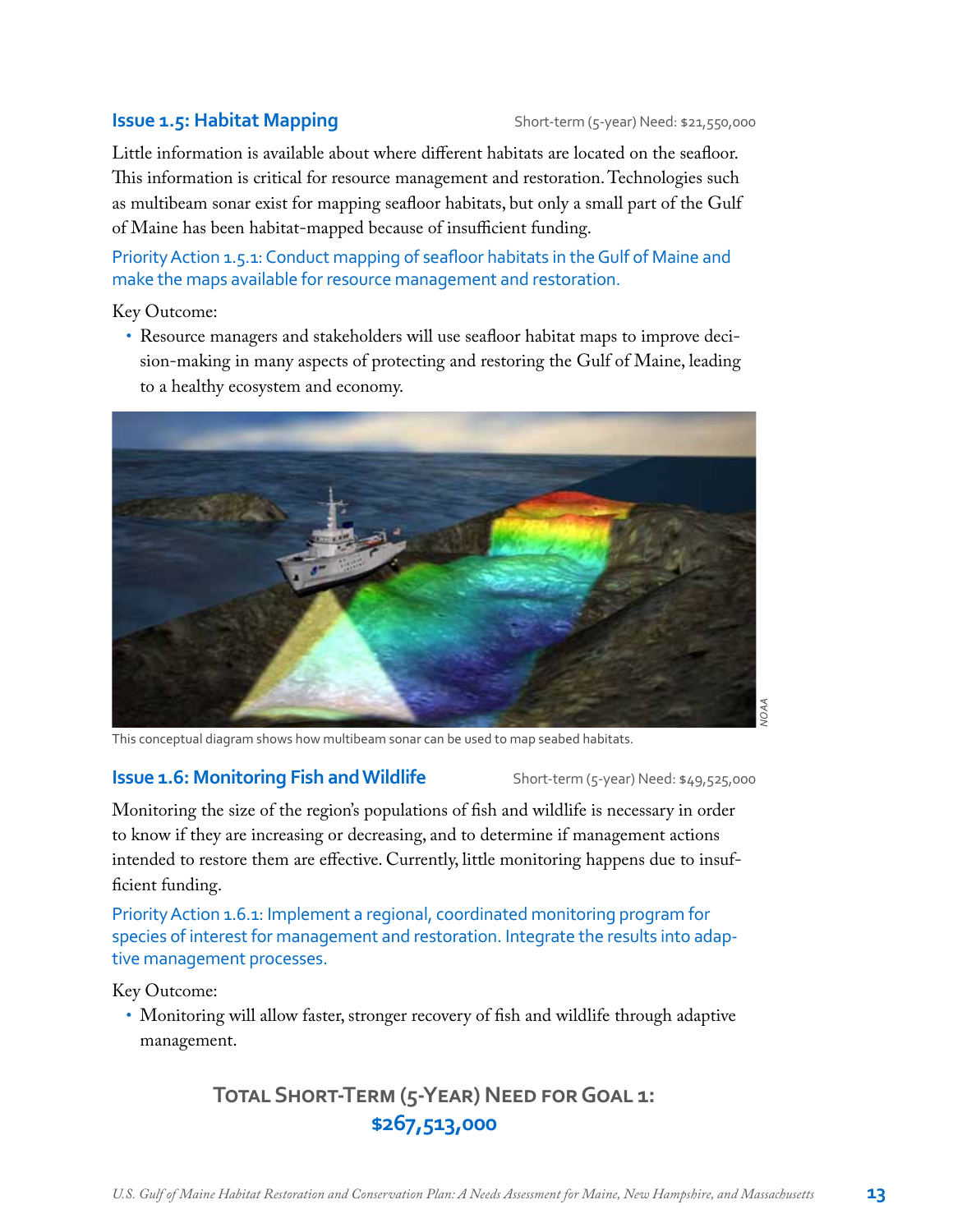### Issue 1.5: Habitat Mapping

Short-term (5-year) Need: $21,550,000

Little information is available about where different habitats are located on the seafloor. This information is critical for resource management and restoration. Technologies such as multibeam sonar exist for mapping seafloor habitats, but only a small part of the Gulf of Maine has been habitat-mapped because of insufficient funding.

Priority Action 1.5.1: Conduct mapping of seafloor habitats in the Gulf of Maine and make the maps available for resource management and restoration.

Key Outcome:

- Resource managers and stakeholders will use seafloor habitat maps to improve decision-making in many aspects of protecting and restoring the Gulf of Maine, leading to a healthy ecosystem and economy.

This conceptual diagram shows how multibeam sonar can be used to map seabed habitats.

*NOAA*

### Issue 1.6: Monitoring Fish and Wildlife

Short-term (5-year) Need: $49,525,000

Monitoring the size of the region's populations of fish and wildlife is necessary in order to know if they are increasing or decreasing, and to determine if management actions intended to restore them are effective. Currently, little monitoring happens due to insufficient funding.

Priority Action 1.6.1: Implement a regional, coordinated monitoring program for species of interest for management and restoration. Integrate the results into adaptive management processes.

Key Outcome:

- Monitoring will allow faster, stronger recovery of fish and wildlife through adaptive management.

**Total Short-Term (5-Year) Need for Goal 1:**
**$267,513,000**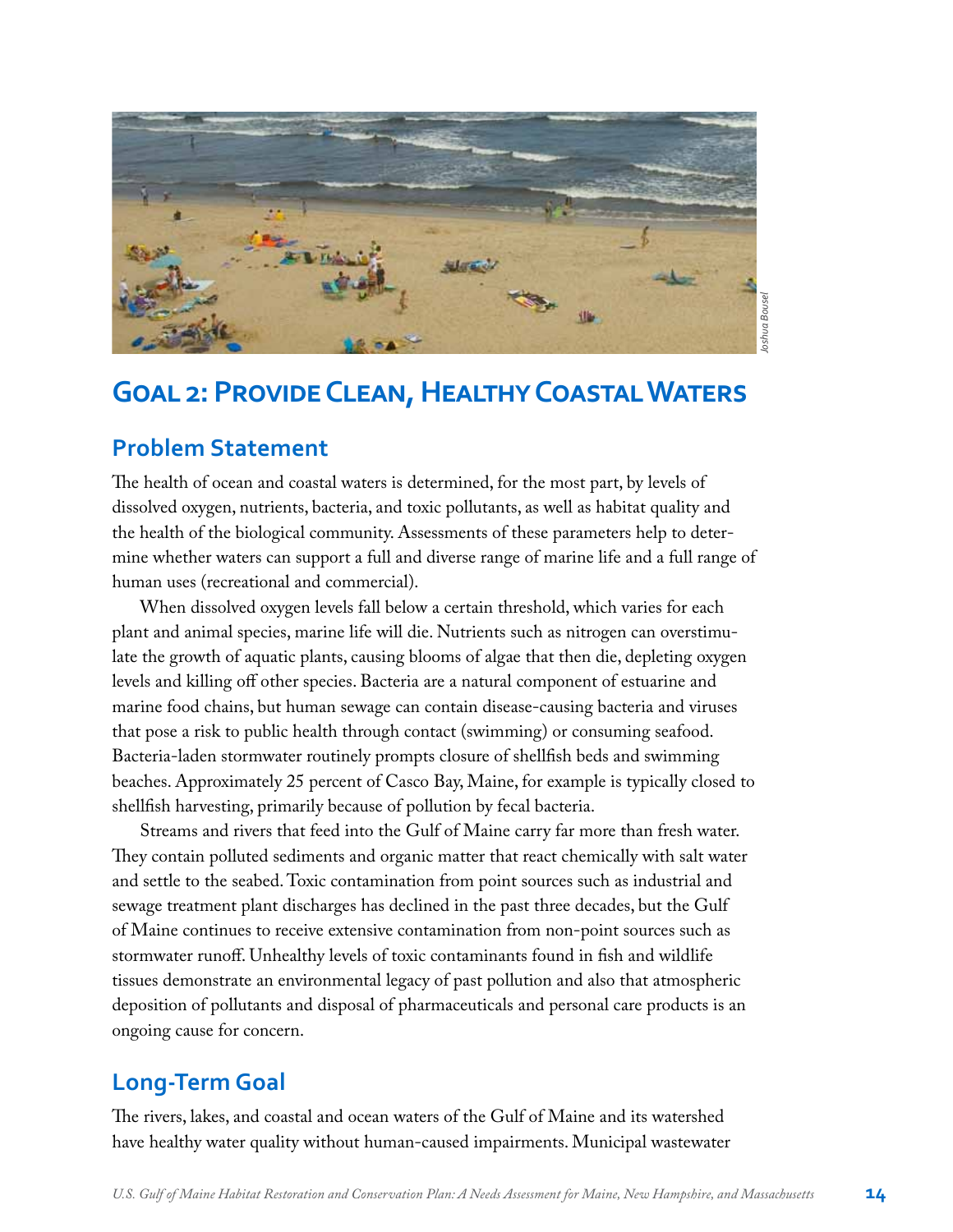Joshua Bousel

# Goal 2: Provide Clean, Healthy Coastal Waters

## Problem Statement

The health of ocean and coastal waters is determined, for the most part, by levels of dissolved oxygen, nutrients, bacteria, and toxic pollutants, as well as habitat quality and the health of the biological community. Assessments of these parameters help to determine whether waters can support a full and diverse range of marine life and a full range of human uses (recreational and commercial).

When dissolved oxygen levels fall below a certain threshold, which varies for each plant and animal species, marine life will die. Nutrients such as nitrogen can overstimulate the growth of aquatic plants, causing blooms of algae that then die, depleting oxygen levels and killing off other species. Bacteria are a natural component of estuarine and marine food chains, but human sewage can contain disease-causing bacteria and viruses that pose a risk to public health through contact (swimming) or consuming seafood. Bacteria-laden stormwater routinely prompts closure of shellfish beds and swimming beaches. Approximately 25 percent of Casco Bay, Maine, for example is typically closed to shellfish harvesting, primarily because of pollution by fecal bacteria.

Streams and rivers that feed into the Gulf of Maine carry far more than fresh water. They contain polluted sediments and organic matter that react chemically with salt water and settle to the seabed. Toxic contamination from point sources such as industrial and sewage treatment plant discharges has declined in the past three decades, but the Gulf of Maine continues to receive extensive contamination from non-point sources such as stormwater runoff. Unhealthy levels of toxic contaminants found in fish and wildlife tissues demonstrate an environmental legacy of past pollution and also that atmospheric deposition of pollutants and disposal of pharmaceuticals and personal care products is an ongoing cause for concern.

## Long-Term Goal

The rivers, lakes, and coastal and ocean waters of the Gulf of Maine and its watershed have healthy water quality without human-caused impairments. Municipal wastewater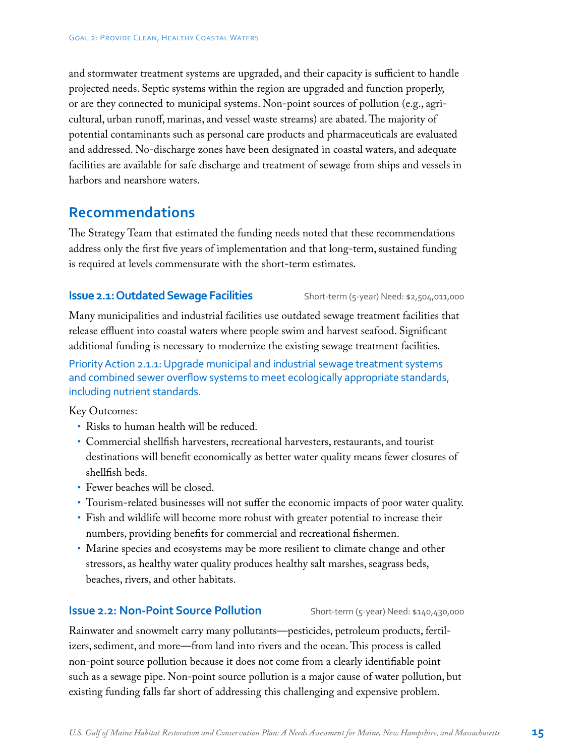and stormwater treatment systems are upgraded, and their capacity is sufficient to handle projected needs. Septic systems within the region are upgraded and function properly, or are they connected to municipal systems. Non-point sources of pollution (e.g., agricultural, urban runoff, marinas, and vessel waste streams) are abated. The majority of potential contaminants such as personal care products and pharmaceuticals are evaluated and addressed. No-discharge zones have been designated in coastal waters, and adequate facilities are available for safe discharge and treatment of sewage from ships and vessels in harbors and nearshore waters.

## Recommendations

The Strategy Team that estimated the funding needs noted that these recommendations address only the first five years of implementation and that long-term, sustained funding is required at levels commensurate with the short-term estimates.

### Issue 2.1: Outdated Sewage Facilities

Short-term (5-year) Need: $2,504,011,000

Many municipalities and industrial facilities use outdated sewage treatment facilities that release effluent into coastal waters where people swim and harvest seafood. Significant additional funding is necessary to modernize the existing sewage treatment facilities.

Priority Action 2.1.1: Upgrade municipal and industrial sewage treatment systems and combined sewer overflow systems to meet ecologically appropriate standards, including nutrient standards.

Key Outcomes:

- Risks to human health will be reduced.
- Commercial shellfish harvesters, recreational harvesters, restaurants, and tourist destinations will benefit economically as better water quality means fewer closures of shellfish beds.
- Fewer beaches will be closed.
- Tourism-related businesses will not suffer the economic impacts of poor water quality.
- Fish and wildlife will become more robust with greater potential to increase their numbers, providing benefits for commercial and recreational fishermen.
- Marine species and ecosystems may be more resilient to climate change and other stressors, as healthy water quality produces healthy salt marshes, seagrass beds, beaches, rivers, and other habitats.

### Issue 2.2: Non-Point Source Pollution

Short-term (5-year) Need: $140,430,000

Rainwater and snowmelt carry many pollutants—pesticides, petroleum products, fertilizers, sediment, and more—from land into rivers and the ocean. This process is called non-point source pollution because it does not come from a clearly identifiable point such as a sewage pipe. Non-point source pollution is a major cause of water pollution, but existing funding falls far short of addressing this challenging and expensive problem.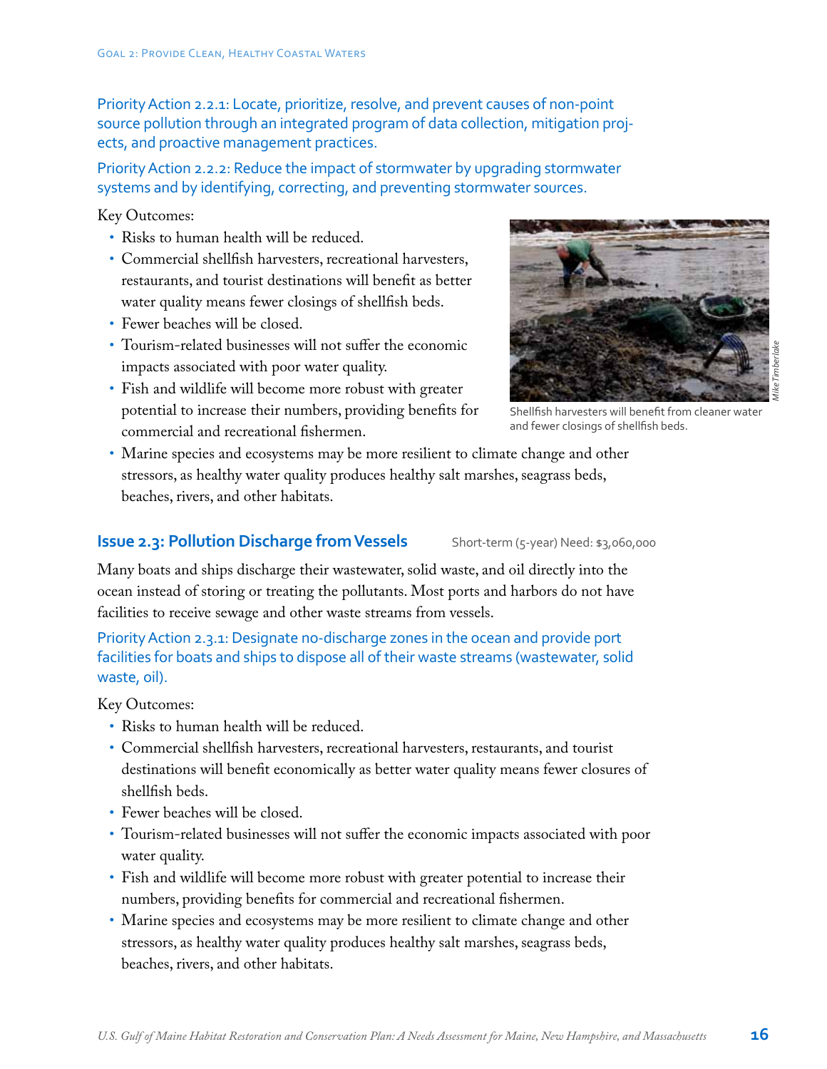Priority Action 2.2.1: Locate, prioritize, resolve, and prevent causes of non-point source pollution through an integrated program of data collection, mitigation projects, and proactive management practices.

Priority Action 2.2.2: Reduce the impact of stormwater by upgrading stormwater systems and by identifying, correcting, and preventing stormwater sources.

Key Outcomes:

- Risks to human health will be reduced.
- Commercial shellfish harvesters, recreational harvesters, restaurants, and tourist destinations will benefit as better water quality means fewer closings of shellfish beds.
- Fewer beaches will be closed.
- Tourism-related businesses will not suffer the economic impacts associated with poor water quality.
- Fish and wildlife will become more robust with greater potential to increase their numbers, providing benefits for commercial and recreational fishermen.
- Marine species and ecosystems may be more resilient to climate change and other stressors, as healthy water quality produces healthy salt marshes, seagrass beds, beaches, rivers, and other habitats.

*Mike Timberlake*

Shellfish harvesters will benefit from cleaner water and fewer closings of shellfish beds.

## Issue 2.3: Pollution Discharge from Vessels

Short-term (5-year) Need: $3,060,000

Many boats and ships discharge their wastewater, solid waste, and oil directly into the ocean instead of storing or treating the pollutants. Most ports and harbors do not have facilities to receive sewage and other waste streams from vessels.

Priority Action 2.3.1: Designate no-discharge zones in the ocean and provide port facilities for boats and ships to dispose all of their waste streams (wastewater, solid waste, oil).

Key Outcomes:

- Risks to human health will be reduced.
- Commercial shellfish harvesters, recreational harvesters, restaurants, and tourist destinations will benefit economically as better water quality means fewer closures of shellfish beds.
- Fewer beaches will be closed.
- Tourism-related businesses will not suffer the economic impacts associated with poor water quality.
- Fish and wildlife will become more robust with greater potential to increase their numbers, providing benefits for commercial and recreational fishermen.
- Marine species and ecosystems may be more resilient to climate change and other stressors, as healthy water quality produces healthy salt marshes, seagrass beds, beaches, rivers, and other habitats.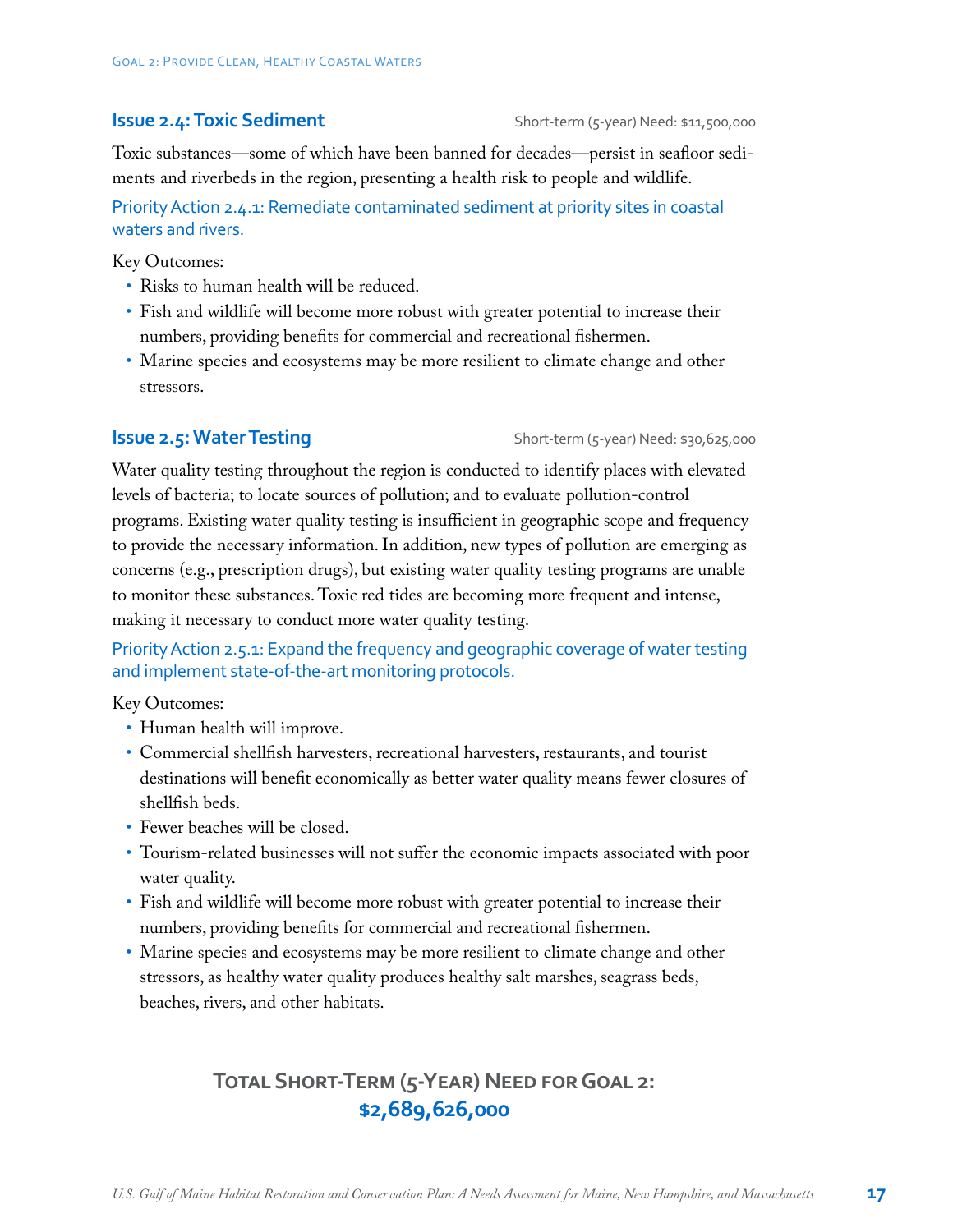### Issue 2.4: Toxic Sediment

Short-term (5-year) Need: $11,500,000

Toxic substances—some of which have been banned for decades—persist in seafloor sediments and riverbeds in the region, presenting a health risk to people and wildlife.

Priority Action 2.4.1: Remediate contaminated sediment at priority sites in coastal waters and rivers.

Key Outcomes:

- Risks to human health will be reduced.
- Fish and wildlife will become more robust with greater potential to increase their numbers, providing benefits for commercial and recreational fishermen.
- Marine species and ecosystems may be more resilient to climate change and other stressors.

### Issue 2.5: Water Testing

Short-term (5-year) Need: $30,625,000

Water quality testing throughout the region is conducted to identify places with elevated levels of bacteria; to locate sources of pollution; and to evaluate pollution-control programs. Existing water quality testing is insufficient in geographic scope and frequency to provide the necessary information. In addition, new types of pollution are emerging as concerns (e.g., prescription drugs), but existing water quality testing programs are unable to monitor these substances. Toxic red tides are becoming more frequent and intense, making it necessary to conduct more water quality testing.

Priority Action 2.5.1: Expand the frequency and geographic coverage of water testing and implement state-of-the-art monitoring protocols.

Key Outcomes:

- Human health will improve.
- Commercial shellfish harvesters, recreational harvesters, restaurants, and tourist destinations will benefit economically as better water quality means fewer closures of shellfish beds.
- Fewer beaches will be closed.
- Tourism-related businesses will not suffer the economic impacts associated with poor water quality.
- Fish and wildlife will become more robust with greater potential to increase their numbers, providing benefits for commercial and recreational fishermen.
- Marine species and ecosystems may be more resilient to climate change and other stressors, as healthy water quality produces healthy salt marshes, seagrass beds, beaches, rivers, and other habitats.

**Total Short-Term (5-Year) Need for Goal 2:**
**$2,689,626,000**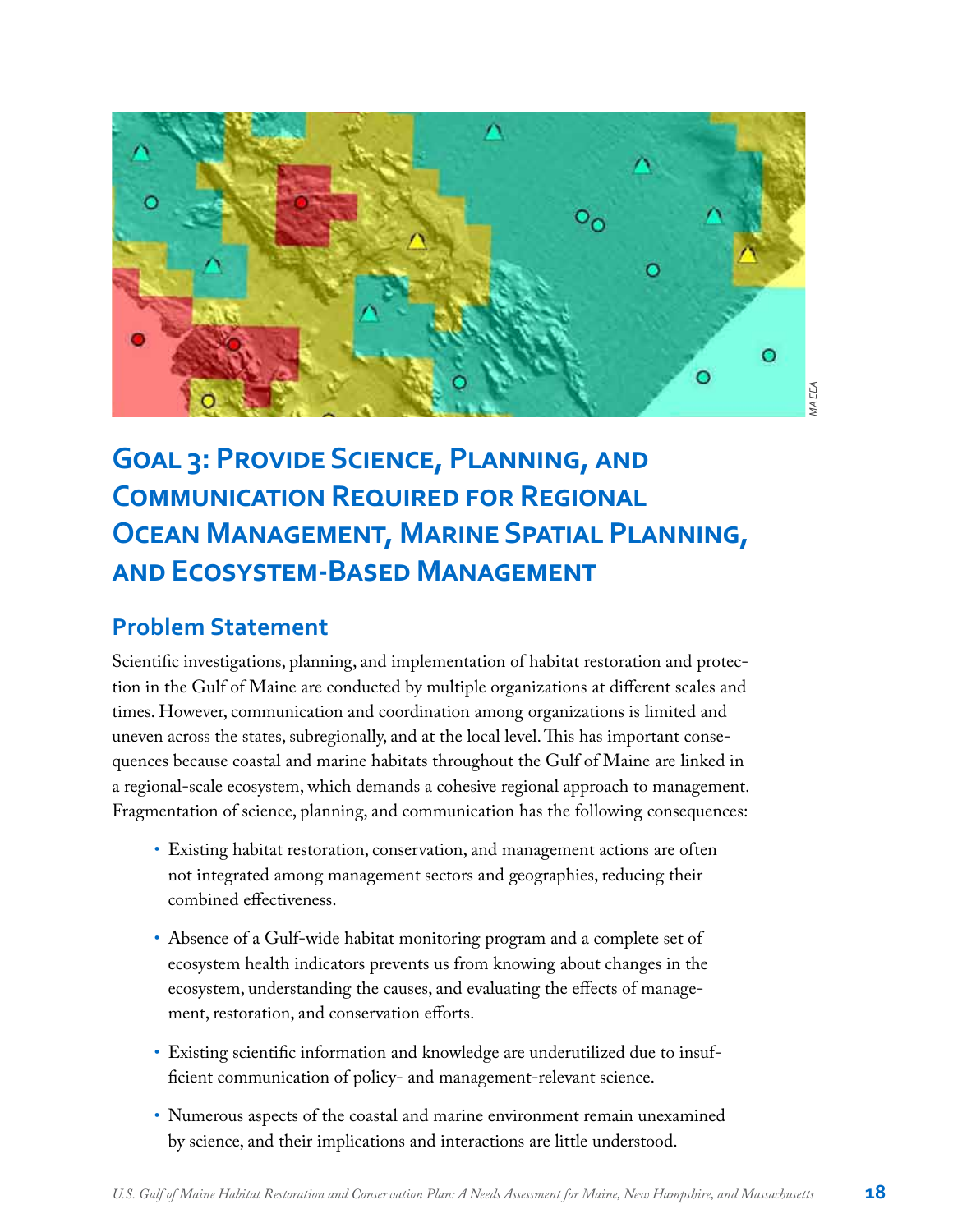# Goal 3: Provide Science, Planning, and Communication Required for Regional Ocean Management, Marine Spatial Planning, and Ecosystem-Based Management

## Problem Statement

Scientific investigations, planning, and implementation of habitat restoration and protection in the Gulf of Maine are conducted by multiple organizations at different scales and times. However, communication and coordination among organizations is limited and uneven across the states, subregionally, and at the local level. This has important consequences because coastal and marine habitats throughout the Gulf of Maine are linked in a regional-scale ecosystem, which demands a cohesive regional approach to management. Fragmentation of science, planning, and communication has the following consequences:

- Existing habitat restoration, conservation, and management actions are often not integrated among management sectors and geographies, reducing their combined effectiveness.
- Absence of a Gulf-wide habitat monitoring program and a complete set of ecosystem health indicators prevents us from knowing about changes in the ecosystem, understanding the causes, and evaluating the effects of management, restoration, and conservation efforts.
- Existing scientific information and knowledge are underutilized due to insufficient communication of policy- and management-relevant science.
- Numerous aspects of the coastal and marine environment remain unexamined by science, and their implications and interactions are little understood.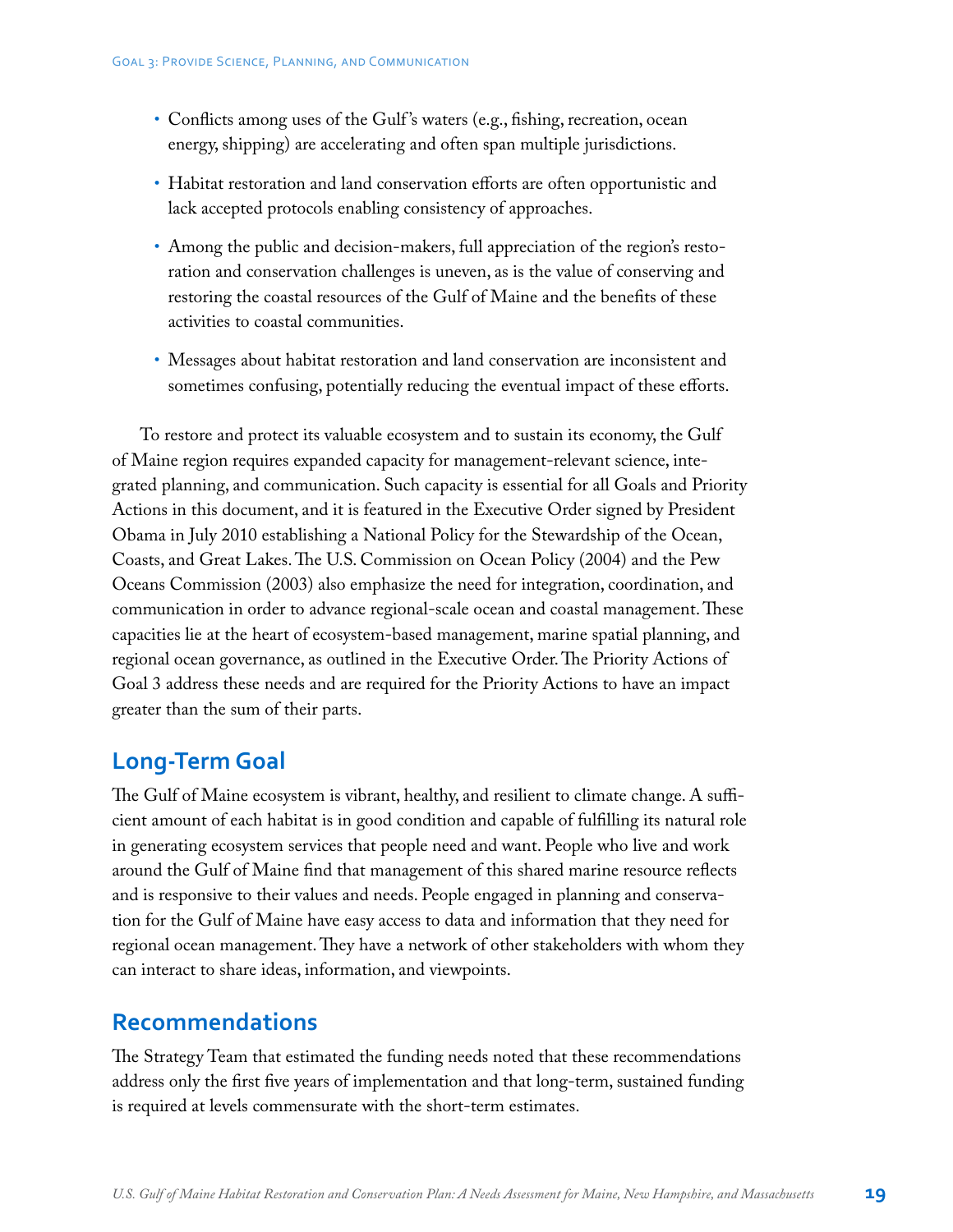- Conflicts among uses of the Gulf's waters (e.g., fishing, recreation, ocean energy, shipping) are accelerating and often span multiple jurisdictions.
- Habitat restoration and land conservation efforts are often opportunistic and lack accepted protocols enabling consistency of approaches.
- Among the public and decision-makers, full appreciation of the region's restoration and conservation challenges is uneven, as is the value of conserving and restoring the coastal resources of the Gulf of Maine and the benefits of these activities to coastal communities.
- Messages about habitat restoration and land conservation are inconsistent and sometimes confusing, potentially reducing the eventual impact of these efforts.

To restore and protect its valuable ecosystem and to sustain its economy, the Gulf of Maine region requires expanded capacity for management-relevant science, integrated planning, and communication. Such capacity is essential for all Goals and Priority Actions in this document, and it is featured in the Executive Order signed by President Obama in July 2010 establishing a National Policy for the Stewardship of the Ocean, Coasts, and Great Lakes. The U.S. Commission on Ocean Policy (2004) and the Pew Oceans Commission (2003) also emphasize the need for integration, coordination, and communication in order to advance regional-scale ocean and coastal management. These capacities lie at the heart of ecosystem-based management, marine spatial planning, and regional ocean governance, as outlined in the Executive Order. The Priority Actions of Goal 3 address these needs and are required for the Priority Actions to have an impact greater than the sum of their parts.

## Long-Term Goal

The Gulf of Maine ecosystem is vibrant, healthy, and resilient to climate change. A sufficient amount of each habitat is in good condition and capable of fulfilling its natural role in generating ecosystem services that people need and want. People who live and work around the Gulf of Maine find that management of this shared marine resource reflects and is responsive to their values and needs. People engaged in planning and conservation for the Gulf of Maine have easy access to data and information that they need for regional ocean management. They have a network of other stakeholders with whom they can interact to share ideas, information, and viewpoints.

## Recommendations

The Strategy Team that estimated the funding needs noted that these recommendations address only the first five years of implementation and that long-term, sustained funding is required at levels commensurate with the short-term estimates.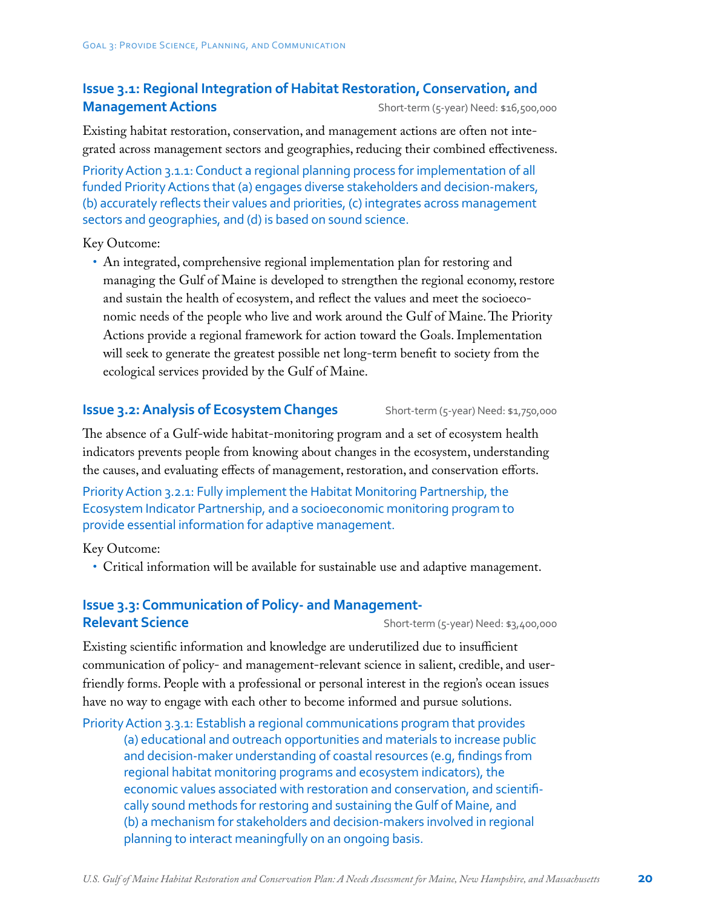### Issue 3.1: Regional Integration of Habitat Restoration, Conservation, and Management Actions

Short-term (5-year) Need: $16,500,000

Existing habitat restoration, conservation, and management actions are often not integrated across management sectors and geographies, reducing their combined effectiveness.

Priority Action 3.1.1: Conduct a regional planning process for implementation of all funded Priority Actions that (a) engages diverse stakeholders and decision-makers, (b) accurately reflects their values and priorities, (c) integrates across management sectors and geographies, and (d) is based on sound science.

Key Outcome:

- An integrated, comprehensive regional implementation plan for restoring and managing the Gulf of Maine is developed to strengthen the regional economy, restore and sustain the health of ecosystem, and reflect the values and meet the socioeconomic needs of the people who live and work around the Gulf of Maine. The Priority Actions provide a regional framework for action toward the Goals. Implementation will seek to generate the greatest possible net long-term benefit to society from the ecological services provided by the Gulf of Maine.

### Issue 3.2: Analysis of Ecosystem Changes

Short-term (5-year) Need: $1,750,000

The absence of a Gulf-wide habitat-monitoring program and a set of ecosystem health indicators prevents people from knowing about changes in the ecosystem, understanding the causes, and evaluating effects of management, restoration, and conservation efforts.

Priority Action 3.2.1: Fully implement the Habitat Monitoring Partnership, the Ecosystem Indicator Partnership, and a socioeconomic monitoring program to provide essential information for adaptive management.

Key Outcome:

- Critical information will be available for sustainable use and adaptive management.

### Issue 3.3: Communication of Policy- and Management-Relevant Science

Short-term (5-year) Need: $3,400,000

Existing scientific information and knowledge are underutilized due to insufficient communication of policy- and management-relevant science in salient, credible, and user-friendly forms. People with a professional or personal interest in the region's ocean issues have no way to engage with each other to become informed and pursue solutions.

Priority Action 3.3.1: Establish a regional communications program that provides (a) educational and outreach opportunities and materials to increase public and decision-maker understanding of coastal resources (e.g, findings from regional habitat monitoring programs and ecosystem indicators), the economic values associated with restoration and conservation, and scientifically sound methods for restoring and sustaining the Gulf of Maine, and (b) a mechanism for stakeholders and decision-makers involved in regional planning to interact meaningfully on an ongoing basis.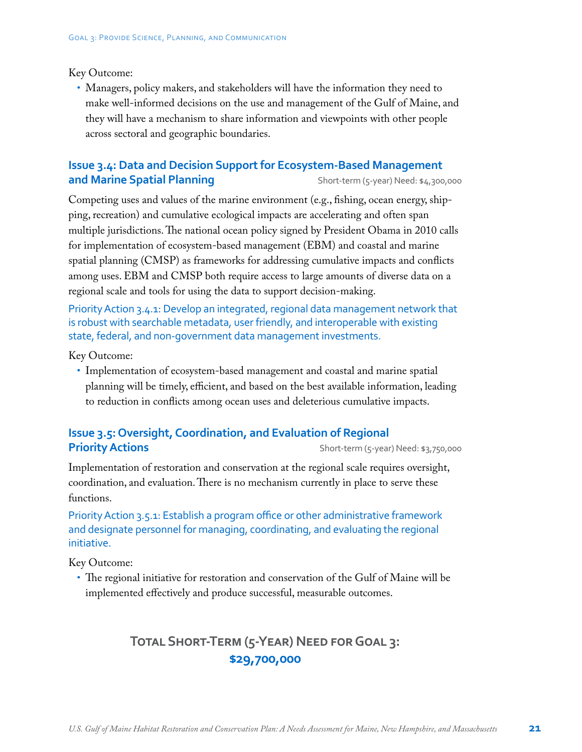Key Outcome:

- Managers, policy makers, and stakeholders will have the information they need to make well-informed decisions on the use and management of the Gulf of Maine, and they will have a mechanism to share information and viewpoints with other people across sectoral and geographic boundaries.

### Issue 3.4: Data and Decision Support for Ecosystem-Based Management and Marine Spatial Planning

Short-term (5-year) Need: $4,300,000

Competing uses and values of the marine environment (e.g., fishing, ocean energy, shipping, recreation) and cumulative ecological impacts are accelerating and often span multiple jurisdictions. The national ocean policy signed by President Obama in 2010 calls for implementation of ecosystem-based management (EBM) and coastal and marine spatial planning (CMSP) as frameworks for addressing cumulative impacts and conflicts among uses. EBM and CMSP both require access to large amounts of diverse data on a regional scale and tools for using the data to support decision-making.

Priority Action 3.4.1: Develop an integrated, regional data management network that is robust with searchable metadata, user friendly, and interoperable with existing state, federal, and non-government data management investments.

Key Outcome:

- Implementation of ecosystem-based management and coastal and marine spatial planning will be timely, efficient, and based on the best available information, leading to reduction in conflicts among ocean uses and deleterious cumulative impacts.

### Issue 3.5: Oversight, Coordination, and Evaluation of Regional Priority Actions

Short-term (5-year) Need: $3,750,000

Implementation of restoration and conservation at the regional scale requires oversight, coordination, and evaluation. There is no mechanism currently in place to serve these functions.

Priority Action 3.5.1: Establish a program office or other administrative framework and designate personnel for managing, coordinating, and evaluating the regional initiative.

Key Outcome:

- The regional initiative for restoration and conservation of the Gulf of Maine will be implemented effectively and produce successful, measurable outcomes.

## Total Short-Term (5-Year) Need for Goal 3: $29,700,000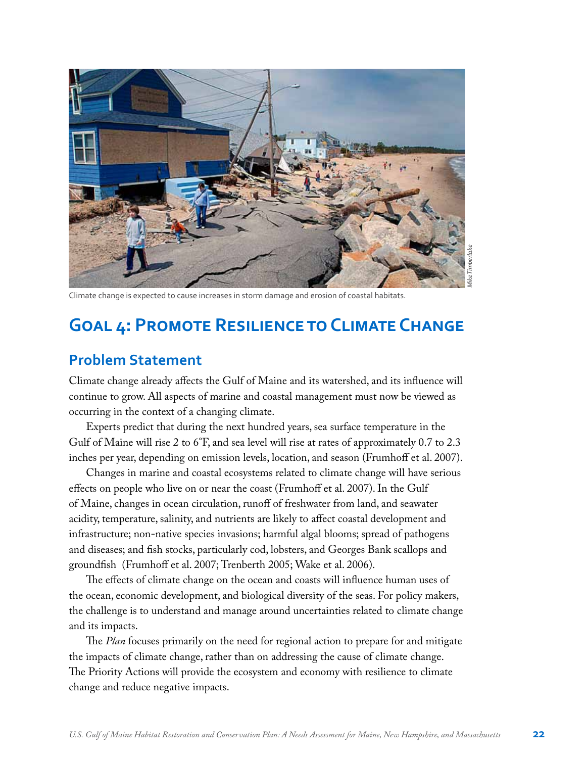Climate change is expected to cause increases in storm damage and erosion of coastal habitats.

# Goal 4: Promote Resilience to Climate Change

## Problem Statement

Climate change already affects the Gulf of Maine and its watershed, and its influence will continue to grow. All aspects of marine and coastal management must now be viewed as occurring in the context of a changing climate.

Experts predict that during the next hundred years, sea surface temperature in the Gulf of Maine will rise 2 to 6°F, and sea level will rise at rates of approximately 0.7 to 2.3 inches per year, depending on emission levels, location, and season (Frumhoff et al. 2007).

Changes in marine and coastal ecosystems related to climate change will have serious effects on people who live on or near the coast (Frumhoff et al. 2007). In the Gulf of Maine, changes in ocean circulation, runoff of freshwater from land, and seawater acidity, temperature, salinity, and nutrients are likely to affect coastal development and infrastructure; non-native species invasions; harmful algal blooms; spread of pathogens and diseases; and fish stocks, particularly cod, lobsters, and Georges Bank scallops and groundfish (Frumhoff et al. 2007; Trenberth 2005; Wake et al. 2006).

The effects of climate change on the ocean and coasts will influence human uses of the ocean, economic development, and biological diversity of the seas. For policy makers, the challenge is to understand and manage around uncertainties related to climate change and its impacts.

The *Plan* focuses primarily on the need for regional action to prepare for and mitigate the impacts of climate change, rather than on addressing the cause of climate change. The Priority Actions will provide the ecosystem and economy with resilience to climate change and reduce negative impacts.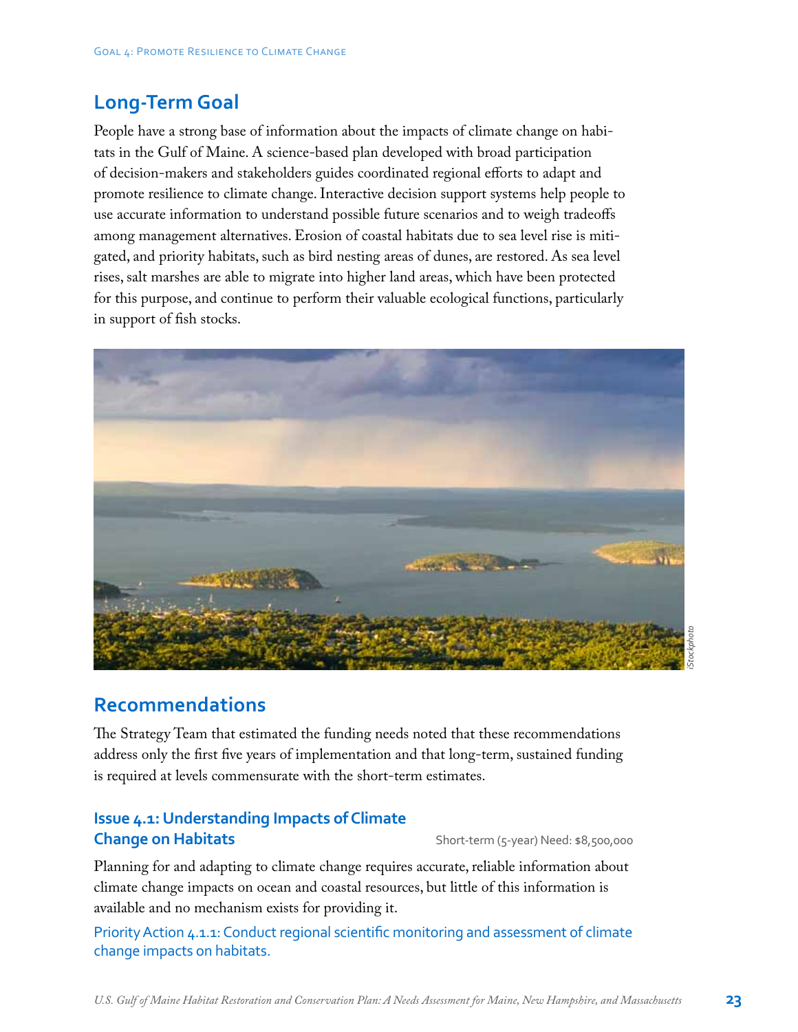## Long-Term Goal

People have a strong base of information about the impacts of climate change on habitats in the Gulf of Maine. A science-based plan developed with broad participation of decision-makers and stakeholders guides coordinated regional efforts to adapt and promote resilience to climate change. Interactive decision support systems help people to use accurate information to understand possible future scenarios and to weigh tradeoffs among management alternatives. Erosion of coastal habitats due to sea level rise is mitigated, and priority habitats, such as bird nesting areas of dunes, are restored. As sea level rises, salt marshes are able to migrate into higher land areas, which have been protected for this purpose, and continue to perform their valuable ecological functions, particularly in support of fish stocks.

iStockphoto

## Recommendations

The Strategy Team that estimated the funding needs noted that these recommendations address only the first five years of implementation and that long-term, sustained funding is required at levels commensurate with the short-term estimates.

### Issue 4.1: Understanding Impacts of Climate Change on Habitats

Short-term (5-year) Need: $8,500,000

Planning for and adapting to climate change requires accurate, reliable information about climate change impacts on ocean and coastal resources, but little of this information is available and no mechanism exists for providing it.

Priority Action 4.1.1: Conduct regional scientific monitoring and assessment of climate change impacts on habitats.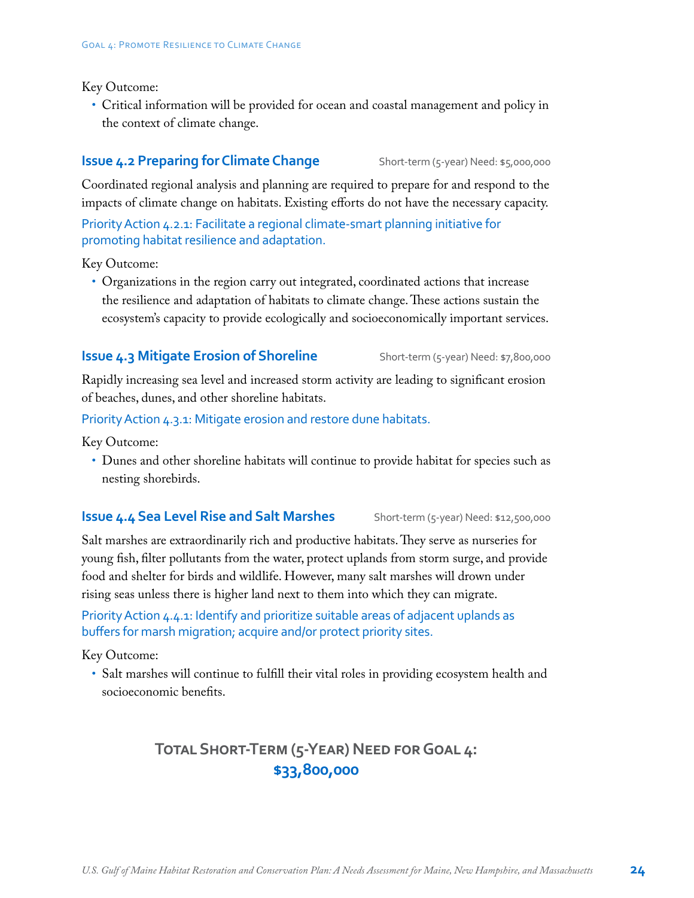Key Outcome:

- Critical information will be provided for ocean and coastal management and policy in the context of climate change.

### Issue 4.2 Preparing for Climate Change

Short-term (5-year) Need: $5,000,000

Coordinated regional analysis and planning are required to prepare for and respond to the impacts of climate change on habitats. Existing efforts do not have the necessary capacity.

Priority Action 4.2.1: Facilitate a regional climate-smart planning initiative for promoting habitat resilience and adaptation.

Key Outcome:

- Organizations in the region carry out integrated, coordinated actions that increase the resilience and adaptation of habitats to climate change. These actions sustain the ecosystem's capacity to provide ecologically and socioeconomically important services.

### Issue 4.3 Mitigate Erosion of Shoreline

Short-term (5-year) Need: $7,800,000

Rapidly increasing sea level and increased storm activity are leading to significant erosion of beaches, dunes, and other shoreline habitats.

Priority Action 4.3.1: Mitigate erosion and restore dune habitats.

Key Outcome:

- Dunes and other shoreline habitats will continue to provide habitat for species such as nesting shorebirds.

### Issue 4.4 Sea Level Rise and Salt Marshes

Short-term (5-year) Need: $12,500,000

Salt marshes are extraordinarily rich and productive habitats. They serve as nurseries for young fish, filter pollutants from the water, protect uplands from storm surge, and provide food and shelter for birds and wildlife. However, many salt marshes will drown under rising seas unless there is higher land next to them into which they can migrate.

Priority Action 4.4.1: Identify and prioritize suitable areas of adjacent uplands as buffers for marsh migration; acquire and/or protect priority sites.

Key Outcome:

- Salt marshes will continue to fulfill their vital roles in providing ecosystem health and socioeconomic benefits.

## Total Short-Term (5-Year) Need for Goal 4: $33,800,000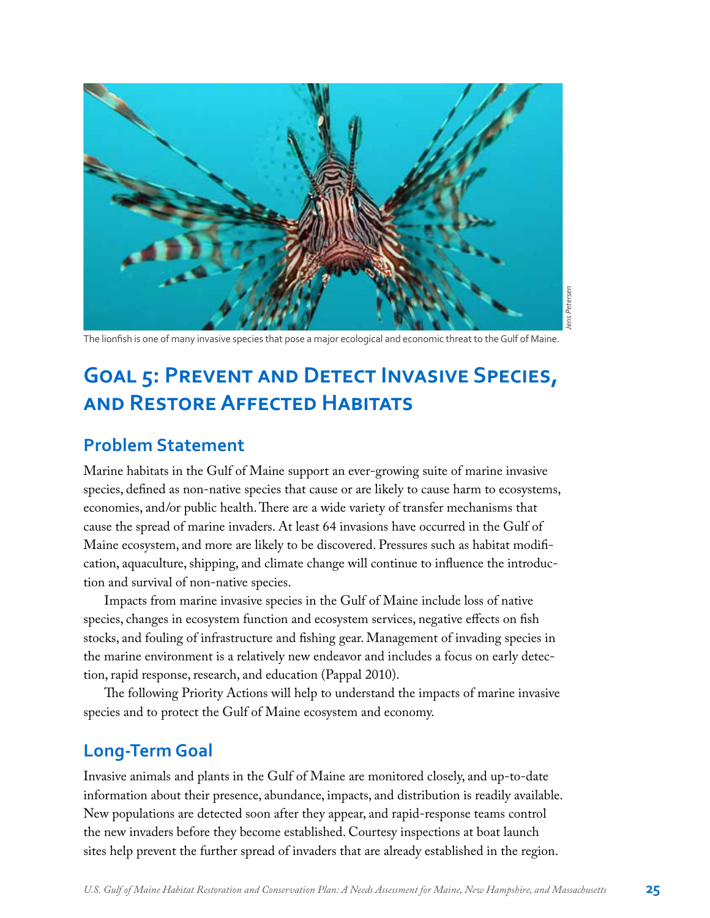The lionfish is one of many invasive species that pose a major ecological and economic threat to the Gulf of Maine.

# Goal 5: Prevent and Detect Invasive Species, and Restore Affected Habitats

## Problem Statement

Marine habitats in the Gulf of Maine support an ever-growing suite of marine invasive species, defined as non-native species that cause or are likely to cause harm to ecosystems, economies, and/or public health. There are a wide variety of transfer mechanisms that cause the spread of marine invaders. At least 64 invasions have occurred in the Gulf of Maine ecosystem, and more are likely to be discovered. Pressures such as habitat modification, aquaculture, shipping, and climate change will continue to influence the introduction and survival of non-native species.

Impacts from marine invasive species in the Gulf of Maine include loss of native species, changes in ecosystem function and ecosystem services, negative effects on fish stocks, and fouling of infrastructure and fishing gear. Management of invading species in the marine environment is a relatively new endeavor and includes a focus on early detection, rapid response, research, and education (Pappal 2010).

The following Priority Actions will help to understand the impacts of marine invasive species and to protect the Gulf of Maine ecosystem and economy.

## Long-Term Goal

Invasive animals and plants in the Gulf of Maine are monitored closely, and up-to-date information about their presence, abundance, impacts, and distribution is readily available. New populations are detected soon after they appear, and rapid-response teams control the new invaders before they become established. Courtesy inspections at boat launch sites help prevent the further spread of invaders that are already established in the region.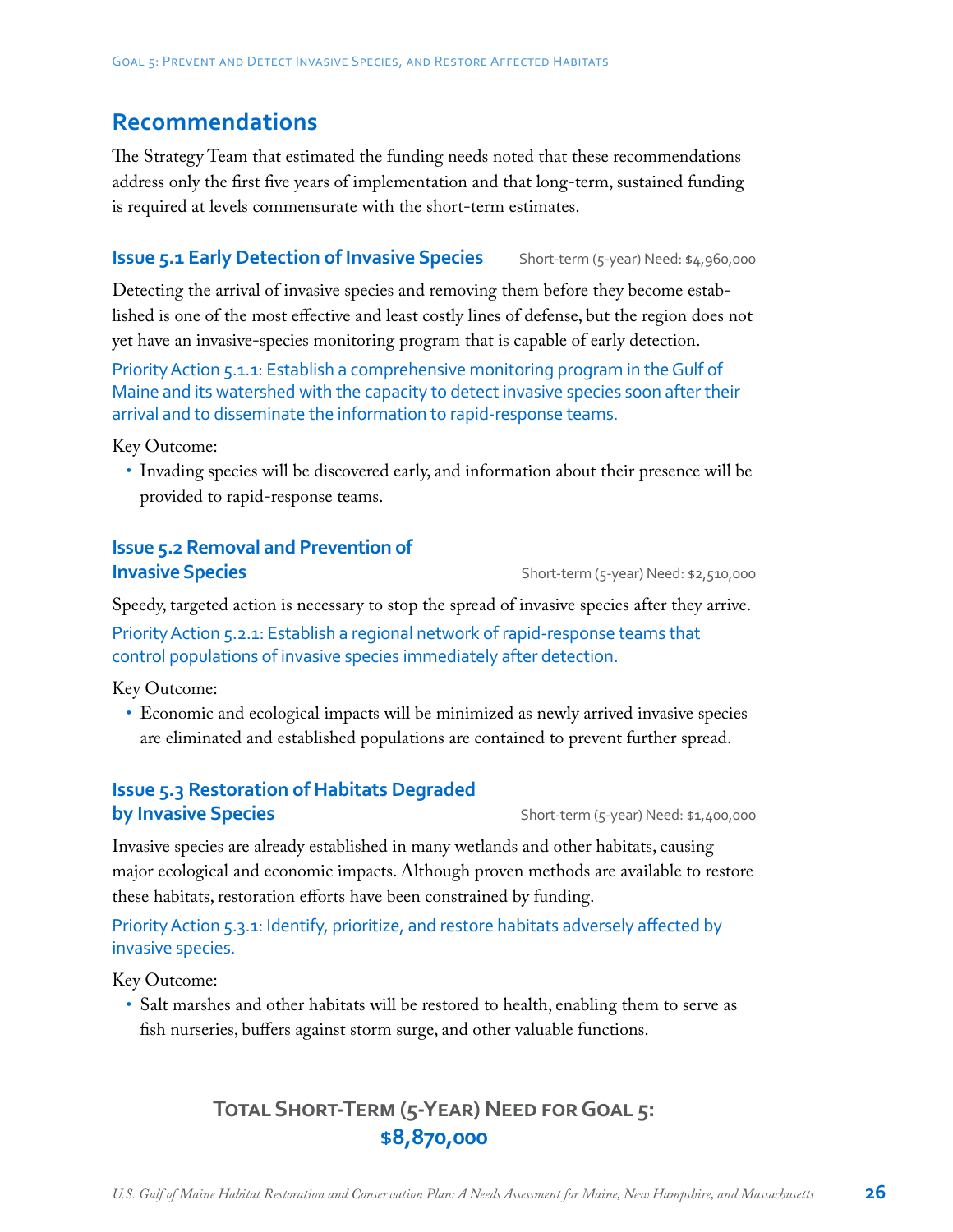## Recommendations

The Strategy Team that estimated the funding needs noted that these recommendations address only the first five years of implementation and that long-term, sustained funding is required at levels commensurate with the short-term estimates.

### Issue 5.1 Early Detection of Invasive Species

Short-term (5-year) Need: $4,960,000

Detecting the arrival of invasive species and removing them before they become established is one of the most effective and least costly lines of defense, but the region does not yet have an invasive-species monitoring program that is capable of early detection.

Priority Action 5.1.1: Establish a comprehensive monitoring program in the Gulf of Maine and its watershed with the capacity to detect invasive species soon after their arrival and to disseminate the information to rapid-response teams.

Key Outcome:

- Invading species will be discovered early, and information about their presence will be provided to rapid-response teams.

### Issue 5.2 Removal and Prevention of Invasive Species

Short-term (5-year) Need: $2,510,000

Speedy, targeted action is necessary to stop the spread of invasive species after they arrive.

Priority Action 5.2.1: Establish a regional network of rapid-response teams that control populations of invasive species immediately after detection.

Key Outcome:

- Economic and ecological impacts will be minimized as newly arrived invasive species are eliminated and established populations are contained to prevent further spread.

### Issue 5.3 Restoration of Habitats Degraded by Invasive Species

Short-term (5-year) Need: $1,400,000

Invasive species are already established in many wetlands and other habitats, causing major ecological and economic impacts. Although proven methods are available to restore these habitats, restoration efforts have been constrained by funding.

Priority Action 5.3.1: Identify, prioritize, and restore habitats adversely affected by invasive species.

Key Outcome:

- Salt marshes and other habitats will be restored to health, enabling them to serve as fish nurseries, buffers against storm surge, and other valuable functions.

**Total Short-Term (5-Year) Need for Goal 5:**
**$8,870,000**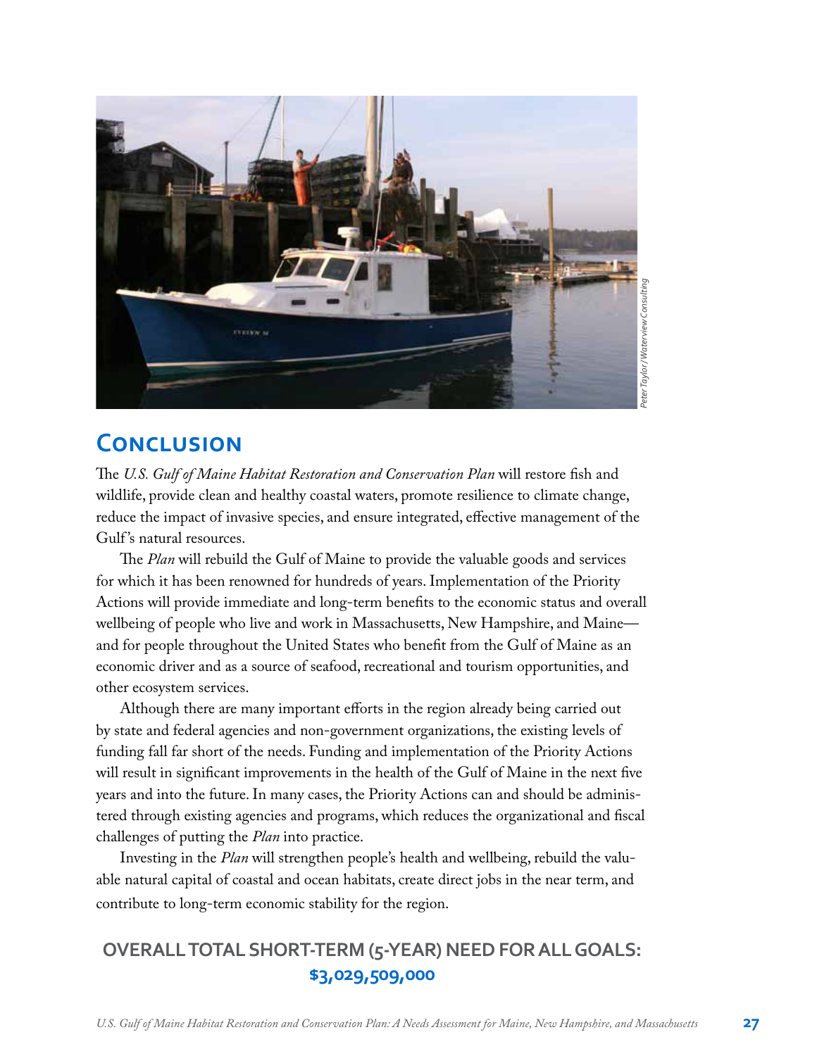Peter Taylor/Waterview Consulting

## Conclusion

The *U.S. Gulf of Maine Habitat Restoration and Conservation Plan* will restore fish and wildlife, provide clean and healthy coastal waters, promote resilience to climate change, reduce the impact of invasive species, and ensure integrated, effective management of the Gulf's natural resources.

The *Plan* will rebuild the Gulf of Maine to provide the valuable goods and services for which it has been renowned for hundreds of years. Implementation of the Priority Actions will provide immediate and long-term benefits to the economic status and overall wellbeing of people who live and work in Massachusetts, New Hampshire, and Maine—and for people throughout the United States who benefit from the Gulf of Maine as an economic driver and as a source of seafood, recreational and tourism opportunities, and other ecosystem services.

Although there are many important efforts in the region already being carried out by state and federal agencies and non-government organizations, the existing levels of funding fall far short of the needs. Funding and implementation of the Priority Actions will result in significant improvements in the health of the Gulf of Maine in the next five years and into the future. In many cases, the Priority Actions can and should be administered through existing agencies and programs, which reduces the organizational and fiscal challenges of putting the *Plan* into practice.

Investing in the *Plan* will strengthen people's health and wellbeing, rebuild the valuable natural capital of coastal and ocean habitats, create direct jobs in the near term, and contribute to long-term economic stability for the region.

**OVERALL TOTAL SHORT-TERM (5-YEAR) NEED FOR ALL GOALS: $3,029,509,000**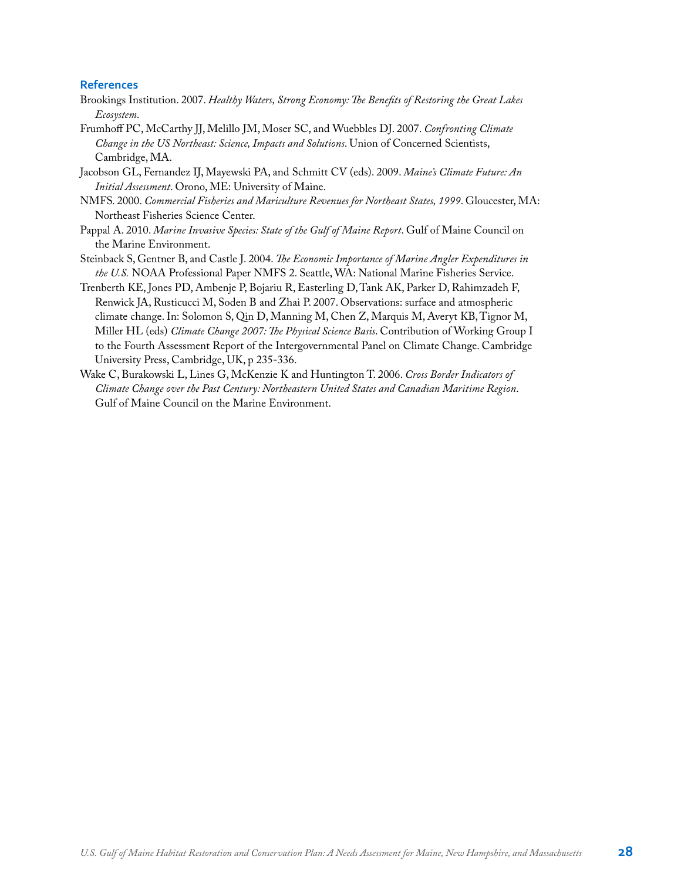## References

Brookings Institution. 2007. *Healthy Waters, Strong Economy: The Benefits of Restoring the Great Lakes Ecosystem*.

Frumhoff PC, McCarthy JJ, Melillo JM, Moser SC, and Wuebbles DJ. 2007. *Confronting Climate Change in the US Northeast: Science, Impacts and Solutions*. Union of Concerned Scientists, Cambridge, MA.

Jacobson GL, Fernandez IJ, Mayewski PA, and Schmitt CV (eds). 2009. *Maine's Climate Future: An Initial Assessment*. Orono, ME: University of Maine.

NMFS. 2000. *Commercial Fisheries and Mariculture Revenues for Northeast States, 1999*. Gloucester, MA: Northeast Fisheries Science Center.

Pappal A. 2010. *Marine Invasive Species: State of the Gulf of Maine Report*. Gulf of Maine Council on the Marine Environment.

Steinback S, Gentner B, and Castle J. 2004. *The Economic Importance of Marine Angler Expenditures in the U.S.* NOAA Professional Paper NMFS 2. Seattle, WA: National Marine Fisheries Service.

Trenberth KE, Jones PD, Ambenje P, Bojariu R, Easterling D, Tank AK, Parker D, Rahimzadeh F, Renwick JA, Rusticucci M, Soden B and Zhai P. 2007. Observations: surface and atmospheric climate change. In: Solomon S, Qin D, Manning M, Chen Z, Marquis M, Averyt KB, Tignor M, Miller HL (eds) *Climate Change 2007: The Physical Science Basis*. Contribution of Working Group I to the Fourth Assessment Report of the Intergovernmental Panel on Climate Change. Cambridge University Press, Cambridge, UK, p 235-336.

Wake C, Burakowski L, Lines G, McKenzie K and Huntington T. 2006. *Cross Border Indicators of Climate Change over the Past Century: Northeastern United States and Canadian Maritime Region*. Gulf of Maine Council on the Marine Environment.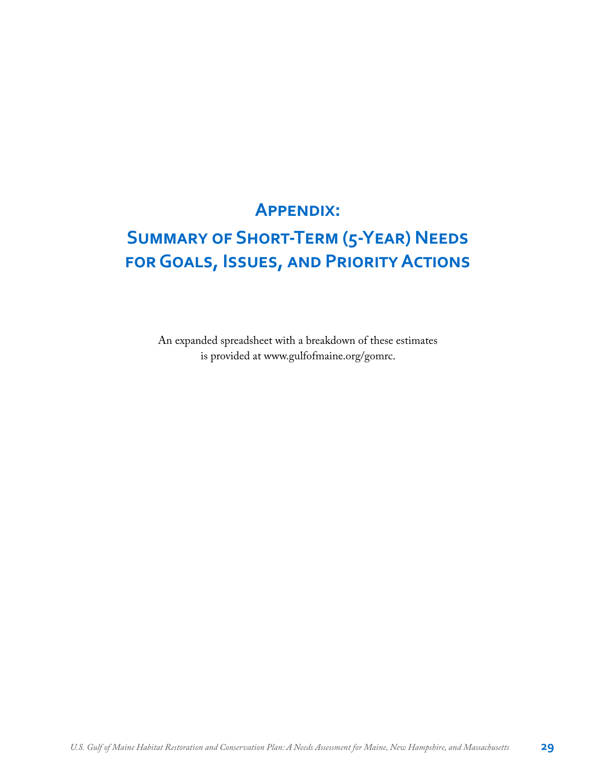# Appendix:

# Summary of Short-Term (5-Year) Needs for Goals, Issues, and Priority Actions

An expanded spreadsheet with a breakdown of these estimates is provided at www.gulfofmaine.org/gomrc.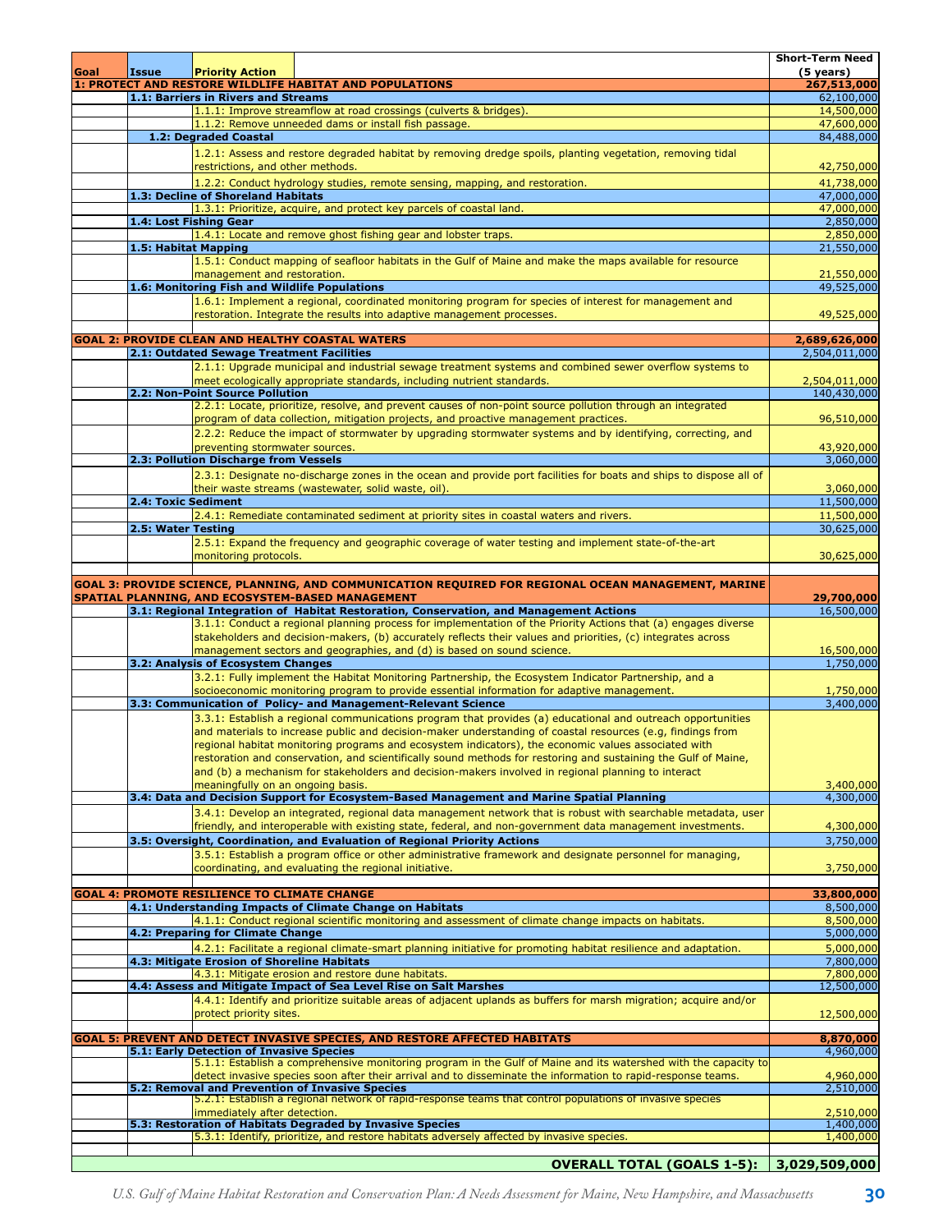| Goal | Issue | Priority Action | Short-Term Need (5 years) |
|---|---|---|---|
| **1: PROTECT AND RESTORE WILDLIFE HABITAT AND POPULATIONS** | | | **267,513,000** |
| | **1.1: Barriers in Rivers and Streams** | | 62,100,000 |
| | | 1.1.1: Improve streamflow at road crossings (culverts & bridges). | 14,500,000 |
| | | 1.1.2: Remove unneeded dams or install fish passage. | 47,600,000 |
| | **1.2: Degraded Coastal** | | 84,488,000 |
| | | 1.2.1: Assess and restore degraded habitat by removing dredge spoils, planting vegetation, removing tidal restrictions, and other methods. | 42,750,000 |
| | | 1.2.2: Conduct hydrology studies, remote sensing, mapping, and restoration. | 41,738,000 |
| | **1.3: Decline of Shoreland Habitats** | | 47,000,000 |
| | | 1.3.1: Prioritize, acquire, and protect key parcels of coastal land. | 47,000,000 |
| | **1.4: Lost Fishing Gear** | | 2,850,000 |
| | | 1.4.1: Locate and remove ghost fishing gear and lobster traps. | 2,850,000 |
| | **1.5: Habitat Mapping** | | 21,550,000 |
| | | 1.5.1: Conduct mapping of seafloor habitats in the Gulf of Maine and make the maps available for resource management and restoration. | 21,550,000 |
| | **1.6: Monitoring Fish and Wildlife Populations** | | 49,525,000 |
| | | 1.6.1: Implement a regional, coordinated monitoring program for species of interest for management and restoration. Integrate the results into adaptive management processes. | 49,525,000 |
| | | | |
| **GOAL 2: PROVIDE CLEAN AND HEALTHY COASTAL WATERS** | | | **2,689,626,000** |
| | **2.1: Outdated Sewage Treatment Facilities** | | 2,504,011,000 |
| | | 2.1.1: Upgrade municipal and industrial sewage treatment systems and combined sewer overflow systems to meet ecologically appropriate standards, including nutrient standards. | 2,504,011,000 |
| | **2.2: Non-Point Source Pollution** | | 140,430,000 |
| | | 2.2.1: Locate, prioritize, resolve, and prevent causes of non-point source pollution through an integrated program of data collection, mitigation projects, and proactive management practices. | 96,510,000 |
| | | 2.2.2: Reduce the impact of stormwater by upgrading stormwater systems and by identifying, correcting, and preventing stormwater sources. | 43,920,000 |
| | **2.3: Pollution Discharge from Vessels** | | 3,060,000 |
| | | 2.3.1: Designate no-discharge zones in the ocean and provide port facilities for boats and ships to dispose all of their waste streams (wastewater, solid waste, oil). | 3,060,000 |
| | **2.4: Toxic Sediment** | | 11,500,000 |
| | | 2.4.1: Remediate contaminated sediment at priority sites in coastal waters and rivers. | 11,500,000 |
| | **2.5: Water Testing** | | 30,625,000 |
| | | 2.5.1: Expand the frequency and geographic coverage of water testing and implement state-of-the-art monitoring protocols. | 30,625,000 |
| | | | |
| **GOAL 3: PROVIDE SCIENCE, PLANNING, AND COMMUNICATION REQUIRED FOR REGIONAL OCEAN MANAGEMENT, MARINE SPATIAL PLANNING, AND ECOSYSTEM-BASED MANAGEMENT** | | | **29,700,000** |
| | **3.1: Regional Integration of Habitat Restoration, Conservation, and Management Actions** | | 16,500,000 |
| | | 3.1.1: Conduct a regional planning process for implementation of the Priority Actions that (a) engages diverse stakeholders and decision-makers, (b) accurately reflects their values and priorities, (c) integrates across management sectors and geographies, and (d) is based on sound science. | 16,500,000 |
| | **3.2: Analysis of Ecosystem Changes** | | 1,750,000 |
| | | 3.2.1: Fully implement the Habitat Monitoring Partnership, the Ecosystem Indicator Partnership, and a socioeconomic monitoring program to provide essential information for adaptive management. | 1,750,000 |
| | **3.3: Communication of Policy- and Management-Relevant Science** | | 3,400,000 |
| | | 3.3.1: Establish a regional communications program that provides (a) educational and outreach opportunities and materials to increase public and decision-maker understanding of coastal resources (e.g, findings from regional habitat monitoring programs and ecosystem indicators), the economic values associated with restoration and conservation, and scientifically sound methods for restoring and sustaining the Gulf of Maine, and (b) a mechanism for stakeholders and decision-makers involved in regional planning to interact meaningfully on an ongoing basis. | 3,400,000 |
| | **3.4: Data and Decision Support for Ecosystem-Based Management and Marine Spatial Planning** | | 4,300,000 |
| | | 3.4.1: Develop an integrated, regional data management network that is robust with searchable metadata, user friendly, and interoperable with existing state, federal, and non-government data management investments. | 4,300,000 |
| | **3.5: Oversight, Coordination, and Evaluation of Regional Priority Actions** | | 3,750,000 |
| | | 3.5.1: Establish a program office or other administrative framework and designate personnel for managing, coordinating, and evaluating the regional initiative. | 3,750,000 |
| | | | |
| **GOAL 4: PROMOTE RESILIENCE TO CLIMATE CHANGE** | | | **33,800,000** |
| | **4.1: Understanding Impacts of Climate Change on Habitats** | | 8,500,000 |
| | | 4.1.1: Conduct regional scientific monitoring and assessment of climate change impacts on habitats. | 8,500,000 |
| | **4.2: Preparing for Climate Change** | | 5,000,000 |
| | | 4.2.1: Facilitate a regional climate-smart planning initiative for promoting habitat resilience and adaptation. | 5,000,000 |
| | **4.3: Mitigate Erosion of Shoreline Habitats** | | 7,800,000 |
| | | 4.3.1: Mitigate erosion and restore dune habitats. | 7,800,000 |
| | **4.4: Assess and Mitigate Impact of Sea Level Rise on Salt Marshes** | | 12,500,000 |
| | | 4.4.1: Identify and prioritize suitable areas of adjacent uplands as buffers for marsh migration; acquire and/or protect priority sites. | 12,500,000 |
| | | | |
| **GOAL 5: PREVENT AND DETECT INVASIVE SPECIES, AND RESTORE AFFECTED HABITATS** | | | **8,870,000** |
| | **5.1: Early Detection of Invasive Species** | | 4,960,000 |
| | | 5.1.1: Establish a comprehensive monitoring program in the Gulf of Maine and its watershed with the capacity to detect invasive species soon after their arrival and to disseminate the information to rapid-response teams. | 4,960,000 |
| | **5.2: Removal and Prevention of Invasive Species** | | 2,510,000 |
| | | 5.2.1: Establish a regional network of rapid-response teams that control populations of invasive species immediately after detection. | 2,510,000 |
| | **5.3: Restoration of Habitats Degraded by Invasive Species** | | 1,400,000 |
| | | 5.3.1: Identify, prioritize, and restore habitats adversely affected by invasive species. | 1,400,000 |
| | | | |
| | | **OVERALL TOTAL (GOALS 1-5):** | **3,029,509,000** |